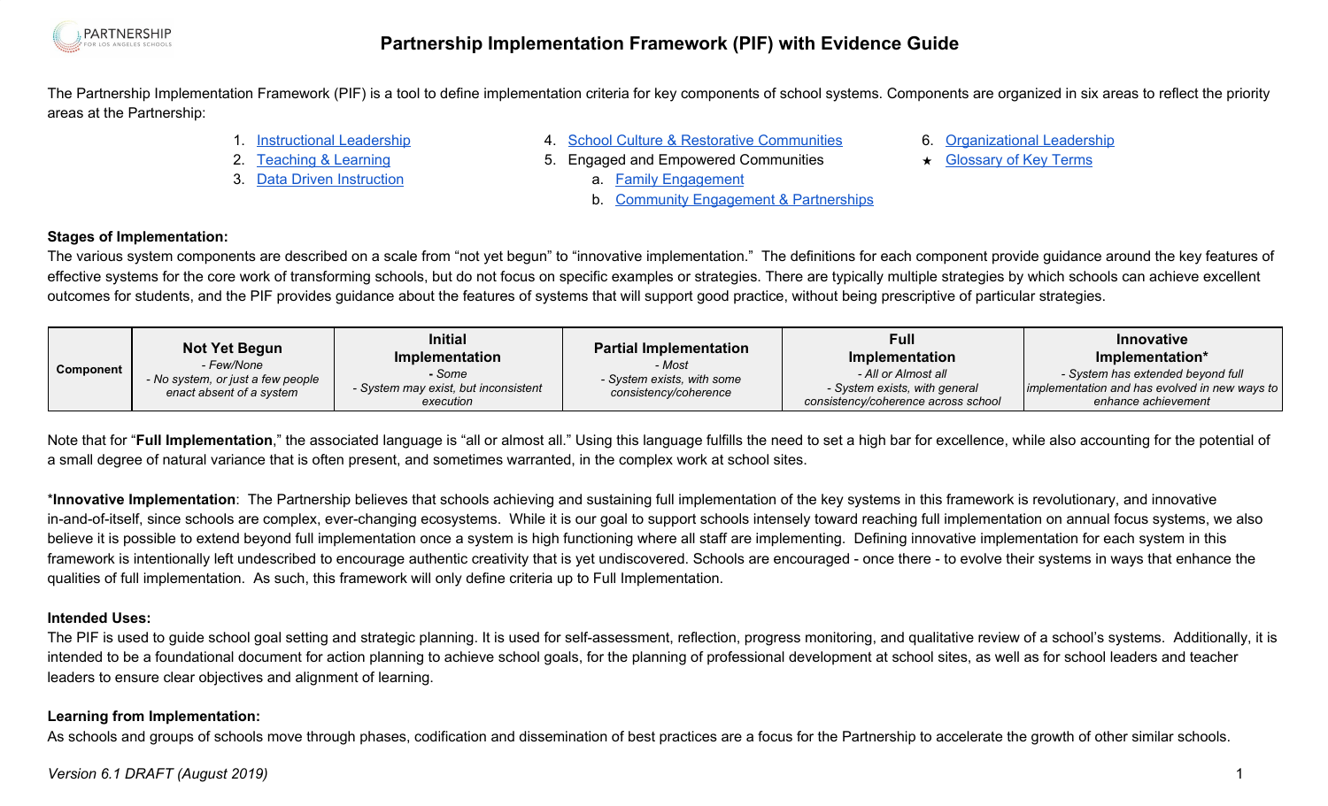# Partnership Implementation Framework (PIF) with Evidence Guide

The Partnership Implementation Framework (PIF) is a tool to define implementation criteria for key components of school systems. Components are organized in six areas to reflect the priority areas at the Partnership:

1. Instructional Leadership
2. Teaching & Learning
3. Data Driven Instruction
4. School Culture & Restorative Communities
5. Engaged and Empowered Communities
   a. Family Engagement
   b. Community Engagement & Partnerships
6. Organizational Leadership

★ Glossary of Key Terms

**Stages of Implementation:**

The various system components are described on a scale from "not yet begun" to "innovative implementation." The definitions for each component provide guidance around the key features of effective systems for the core work of transforming schools, but do not focus on specific examples or strategies. There are typically multiple strategies by which schools can achieve excellent outcomes for students, and the PIF provides guidance about the features of systems that will support good practice, without being prescriptive of particular strategies.

| Component | **Not Yet Begun** *- Few/None - No system, or just a few people enact absent of a system* | **Initial Implementation** ***-** Some - System may exist, but inconsistent execution* | **Partial Implementation** *- Most - System exists, with some consistency/coherence* | **Full Implementation** *- All or Almost all - System exists, with general consistency/coherence across school* | **Innovative Implementation*** *- System has extended beyond full implementation and has evolved in new ways to enhance achievement* |
|---|---|---|---|---|---|

Note that for "**Full Implementation**," the associated language is "all or almost all." Using this language fulfills the need to set a high bar for excellence, while also accounting for the potential of a small degree of natural variance that is often present, and sometimes warranted, in the complex work at school sites.

*__Innovative Implementation__: The Partnership believes that schools achieving and sustaining full implementation of the key systems in this framework is revolutionary, and innovative in-and-of-itself, since schools are complex, ever-changing ecosystems. While it is our goal to support schools intensely toward reaching full implementation on annual focus systems, we also believe it is possible to extend beyond full implementation once a system is high functioning where all staff are implementing. Defining innovative implementation for each system in this framework is intentionally left undescribed to encourage authentic creativity that is yet undiscovered. Schools are encouraged - once there - to evolve their systems in ways that enhance the qualities of full implementation. As such, this framework will only define criteria up to Full Implementation.

**Intended Uses:**

The PIF is used to guide school goal setting and strategic planning. It is used for self-assessment, reflection, progress monitoring, and qualitative review of a school's systems. Additionally, it is intended to be a foundational document for action planning to achieve school goals, for the planning of professional development at school sites, as well as for school leaders and teacher leaders to ensure clear objectives and alignment of learning.

**Learning from Implementation:**

As schools and groups of schools move through phases, codification and dissemination of best practices are a focus for the Partnership to accelerate the growth of other similar schools.

*Version 6.1 DRAFT (August 2019)*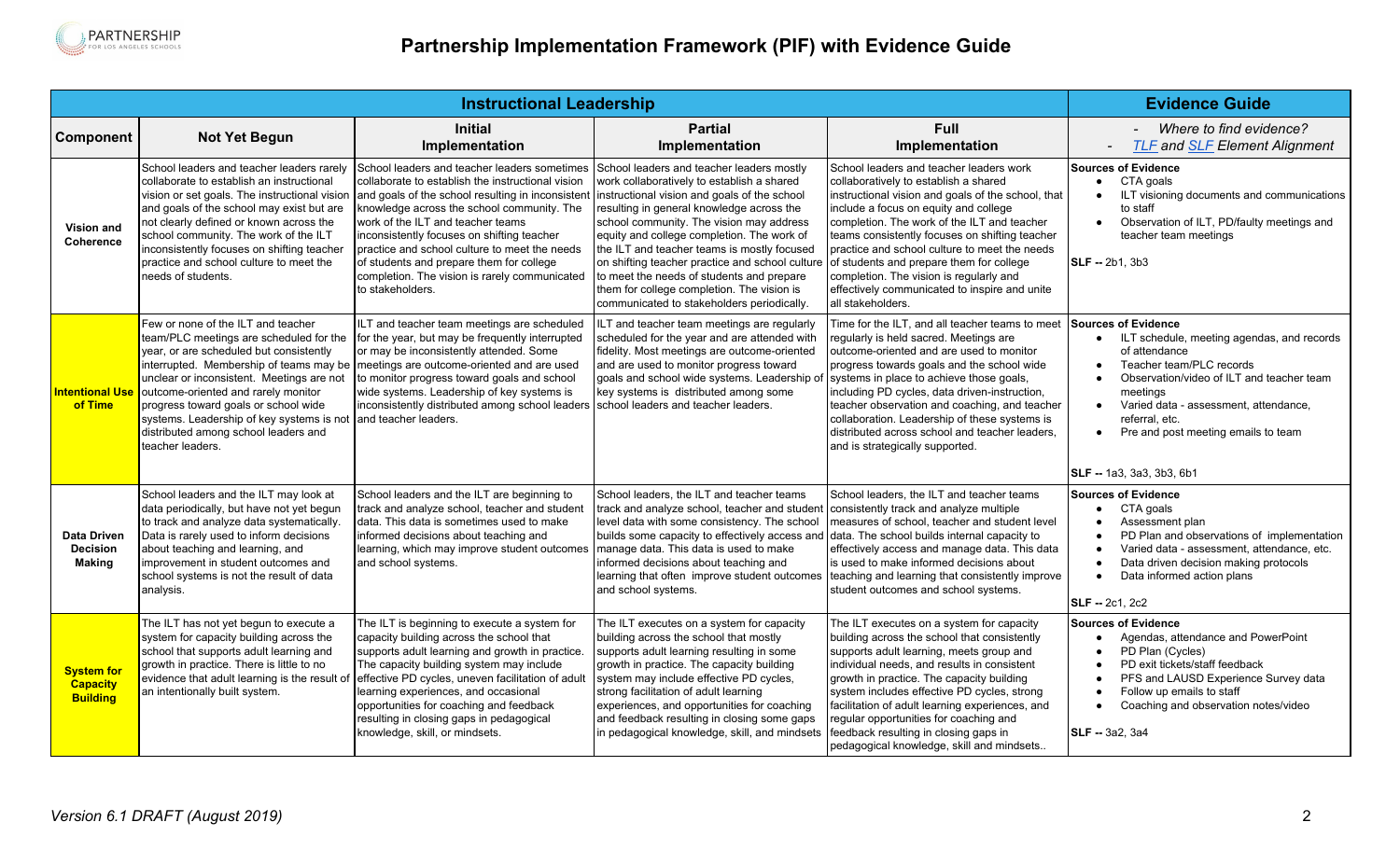# Partnership Implementation Framework (PIF) with Evidence Guide

| Instructional Leadership | | | | | Evidence Guide |
|---|---|---|---|---|---|
| **Component** | **Not Yet Begun** | **Initial Implementation** | **Partial Implementation** | **Full Implementation** | - *Where to find evidence?* <br> - *TLF and SLF Element Alignment* |
| **Vision and Coherence** | School leaders and teacher leaders rarely collaborate to establish an instructional vision or set goals. The instructional vision and goals of the school may exist but are not clearly defined or known across the school community. The work of the ILT inconsistently focuses on shifting teacher practice and school culture to meet the needs of students. | School leaders and teacher leaders sometimes collaborate to establish the instructional vision and goals of the school resulting in inconsistent knowledge across the school community. The work of the ILT and teacher teams inconsistently focuses on shifting teacher practice and school culture to meet the needs of students and prepare them for college completion. The vision is rarely communicated to stakeholders. | School leaders and teacher leaders mostly work collaboratively to establish a shared instructional vision and goals of the school resulting in general knowledge across the school community. The vision may address equity and college completion. The work of the ILT and teacher teams is mostly focused on shifting teacher practice and school culture to meet the needs of students and prepare them for college completion. The vision is communicated to stakeholders periodically. | School leaders and teacher leaders work collaboratively to establish a shared instructional vision and goals of the school, that include a focus on equity and college completion. The work of the ILT and teacher teams consistently focuses on shifting teacher practice and school culture to meet the needs of students and prepare them for college completion. The vision is regularly and effectively communicated to inspire and unite all stakeholders. | **Sources of Evidence** <br> • CTA goals <br> • ILT visioning documents and communications to staff <br> • Observation of ILT, PD/faulty meetings and teacher team meetings <br><br> **SLF --** 2b1, 3b3 |
| **Intentional Use of Time** | Few or none of the ILT and teacher team/PLC meetings are scheduled for the year, or are scheduled but consistently interrupted. Membership of teams may be unclear or inconsistent. Meetings are not outcome-oriented and rarely monitor progress toward goals or school wide systems. Leadership of key systems is not distributed among school leaders and teacher leaders. | ILT and teacher team meetings are scheduled for the year, but may be frequently interrupted or may be inconsistently attended. Some meetings are outcome-oriented and are used to monitor progress toward goals and school wide systems. Leadership of key systems is inconsistently distributed among school leaders and teacher leaders. | ILT and teacher team meetings are regularly scheduled for the year and are attended with fidelity. Most meetings are outcome-oriented and are used to monitor progress toward goals and school wide systems. Leadership of key systems is distributed among some school leaders and teacher leaders. | Time for the ILT, and all teacher teams to meet regularly is held sacred. Meetings are outcome-oriented and are used to monitor progress towards goals and the school wide systems in place to achieve those goals, including PD cycles, data driven-instruction, teacher observation and coaching, and teacher collaboration. Leadership of these systems is distributed across school and teacher leaders, and is strategically supported. | **Sources of Evidence** <br> • ILT schedule, meeting agendas, and records of attendance <br> • Teacher team/PLC records <br> • Observation/video of ILT and teacher team meetings <br> • Varied data - assessment, attendance, referral, etc. <br> • Pre and post meeting emails to team <br><br> **SLF --** 1a3, 3a3, 3b3, 6b1 |
| **Data Driven Decision Making** | School leaders and the ILT may look at data periodically, but have not yet begun to track and analyze data systematically. Data is rarely used to inform decisions about teaching and learning, and improvement in student outcomes and school systems is not the result of data analysis. | School leaders and the ILT are beginning to track and analyze school, teacher and student data. This data is sometimes used to make informed decisions about teaching and learning, which may improve student outcomes and school systems. | School leaders, the ILT and teacher teams track and analyze school, teacher and student level data with some consistency. The school builds some capacity to effectively access and manage data. This data is used to make informed decisions about teaching and learning that often improve student outcomes and school systems. | School leaders, the ILT and teacher teams consistently track and analyze multiple measures of school, teacher and student level data. The school builds internal capacity to effectively access and manage data. This data is used to make informed decisions about teaching and learning that consistently improve student outcomes and school systems. | **Sources of Evidence** <br> • CTA goals <br> • Assessment plan <br> • PD Plan and observations of implementation <br> • Varied data - assessment, attendance, etc. <br> • Data driven decision making protocols <br> • Data informed action plans <br><br> **SLF --** 2c1, 2c2 |
| **System for Capacity Building** | The ILT has not yet begun to execute a system for capacity building across the school that supports adult learning and growth in practice. There is little to no evidence that adult learning is the result of an intentionally built system. | The ILT is beginning to execute a system for capacity building across the school that supports adult learning and growth in practice. The capacity building system may include effective PD cycles, uneven facilitation of adult learning experiences, and occasional opportunities for coaching and feedback resulting in closing gaps in pedagogical knowledge, skill, or mindsets. | The ILT executes on a system for capacity building across the school that mostly supports adult learning resulting in some growth in practice. The capacity building system may include effective PD cycles, strong facilitation of adult learning experiences, and opportunities for coaching and feedback resulting in closing some gaps in pedagogical knowledge, skill, and mindsets | The ILT executes on a system for capacity building across the school that consistently supports adult learning, meets group and individual needs, and results in consistent growth in practice. The capacity building system includes effective PD cycles, strong facilitation of adult learning experiences, and regular opportunities for coaching and feedback resulting in closing gaps in pedagogical knowledge, skill and mindsets.. | **Sources of Evidence** <br> • Agendas, attendance and PowerPoint <br> • PD Plan (Cycles) <br> • PD exit tickets/staff feedback <br> • PFS and LAUSD Experience Survey data <br> • Follow up emails to staff <br> • Coaching and observation notes/video <br><br> **SLF --** 3a2, 3a4 |

*Version 6.1 DRAFT (August 2019)*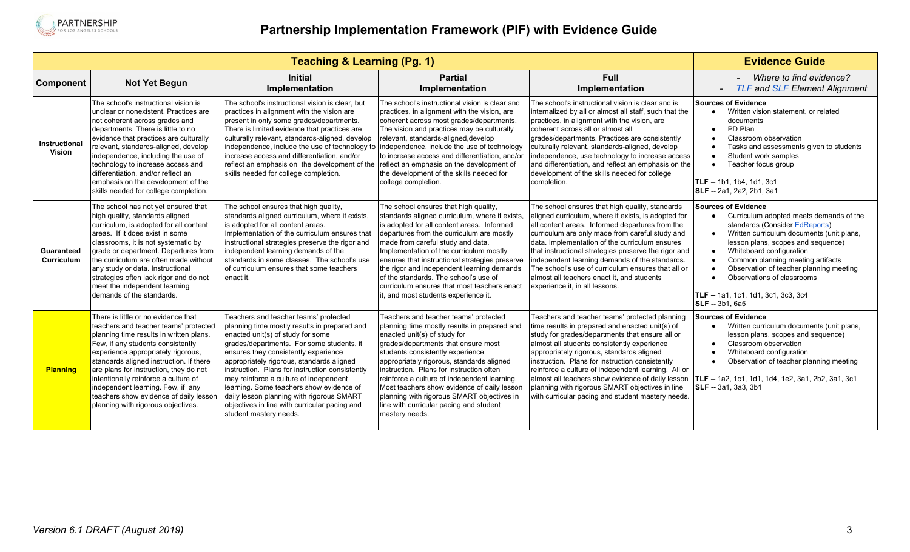# Partnership Implementation Framework (PIF) with Evidence Guide

| Teaching & Learning (Pg. 1) | | | | | Evidence Guide |
|---|---|---|---|---|---|
| **Component** | **Not Yet Begun** | **Initial Implementation** | **Partial Implementation** | **Full Implementation** | - *Where to find evidence?* <br> - *TLF and SLF Element Alignment* |
| **Instructional Vision** | The school's instructional vision is unclear or nonexistent. Practices are not coherent across grades and departments. There is little to no evidence that practices are culturally relevant, standards-aligned, develop independence, including the use of technology to increase access and differentiation, and/or reflect an emphasis on the development of the skills needed for college completion. | The school's instructional vision is clear, but practices in alignment with the vision are present in only some grades/departments. There is limited evidence that practices are culturally relevant, standards-aligned, develop independence, include the use of technology to increase access and differentiation, and/or reflect an emphasis on the development of the skills needed for college completion. | The school's instructional vision is clear and practices, in alignment with the vision, are coherent across most grades/departments. The vision and practices may be culturally relevant, standards-aligned,develop independence, include the use of technology to increase access and differentiation, and/or reflect an emphasis on the development of the skills needed for college completion. | The school's instructional vision is clear and is internalized by all or almost all staff, such that the practices, in alignment with the vision, are coherent across all or almost all grades/departments. Practices are consistently culturally relevant, standards-aligned, develop independence, use technology to increase access and differentiation, and reflect an emphasis on the development of the skills needed for college completion. | **Sources of Evidence** <br> • Written vision statement, or related documents <br> • PD Plan <br> • Classroom observation <br> • Tasks and assessments given to students <br> • Student work samples <br> • Teacher focus group <br><br> **TLF --** 1b1, 1b4, 1d1, 3c1 <br> **SLF --** 2a1, 2a2, 2b1, 3a1 |
| **Guaranteed Curriculum** | The school has not yet ensured that high quality, standards aligned curriculum, is adopted for all content areas. If it does exist in some classrooms, it is not systematic by grade or department. Departures from the curriculum are often made without any study or data. Instructional strategies often lack rigor and do not meet the independent learning demands of the standards. | The school ensures that high quality, standards aligned curriculum, where it exists, is adopted for all content areas. Implementation of the curriculum ensures that instructional strategies preserve the rigor and independent learning demands of the standards in some classes. The school's use of curriculum ensures that some teachers enact it. | The school ensures that high quality, standards aligned curriculum, where it exists, is adopted for all content areas. Informed departures from the curriculum are mostly made from careful study and data. Implementation of the curriculum mostly ensures that instructional strategies preserve the rigor and independent learning demands of the standards. The school's use of curriculum ensures that most teachers enact it, and most students experience it. | The school ensures that high quality, standards aligned curriculum, where it exists, is adopted for all content areas. Informed departures from the curriculum are only made from careful study and data. Implementation of the curriculum ensures that instructional strategies preserve the rigor and independent learning demands of the standards. The school's use of curriculum ensures that all or almost all teachers enact it, and students experience it, in all lessons. | **Sources of Evidence** <br> • Curriculum adopted meets demands of the standards (Consider EdReports) <br> • Written curriculum documents (unit plans, lesson plans, scopes and sequence) <br> • Whiteboard configuration <br> • Common planning meeting artifacts <br> • Observation of teacher planning meeting <br> • Observations of classrooms <br><br> **TLF --** 1a1, 1c1, 1d1, 3c1, 3c3, 3c4 <br> **SLF --** 3b1, 6a5 |
| **Planning** | There is little or no evidence that teachers and teacher teams' protected planning time results in written plans. Few, if any students consistently experience appropriately rigorous, standards aligned instruction. If there are plans for instruction, they do not intentionally reinforce a culture of independent learning. Few, if any teachers show evidence of daily lesson planning with rigorous objectives. | Teachers and teacher teams' protected planning time mostly results in prepared and enacted unit(s) of study for some grades/departments. For some students, it ensures they consistently experience appropriately rigorous, standards aligned instruction. Plans for instruction consistently may reinforce a culture of independent learning. Some teachers show evidence of daily lesson planning with rigorous SMART objectives in line with curricular pacing and student mastery needs. | Teachers and teacher teams' protected planning time mostly results in prepared and enacted unit(s) of study for grades/departments that ensure most students consistently experience appropriately rigorous, standards aligned instruction. Plans for instruction often reinforce a culture of independent learning. Most teachers show evidence of daily lesson planning with rigorous SMART objectives in line with curricular pacing and student mastery needs. | Teachers and teacher teams' protected planning time results in prepared and enacted unit(s) of study for grades/departments that ensure all or almost all students consistently experience appropriately rigorous, standards aligned instruction. Plans for instruction consistently reinforce a culture of independent learning. All or almost all teachers show evidence of daily lesson planning with rigorous SMART objectives in line with curricular pacing and student mastery needs. | **Sources of Evidence** <br> • Written curriculum documents (unit plans, lesson plans, scopes and sequence) <br> • Classroom observation <br> • Whiteboard configuration <br> • Observation of teacher planning meeting <br><br> **TLF --** 1a2, 1c1, 1d1, 1d4, 1e2, 3a1, 2b2, 3a1, 3c1 <br> **SLF --** 3a1, 3a3, 3b1 |

*Version 6.1 DRAFT (August 2019)*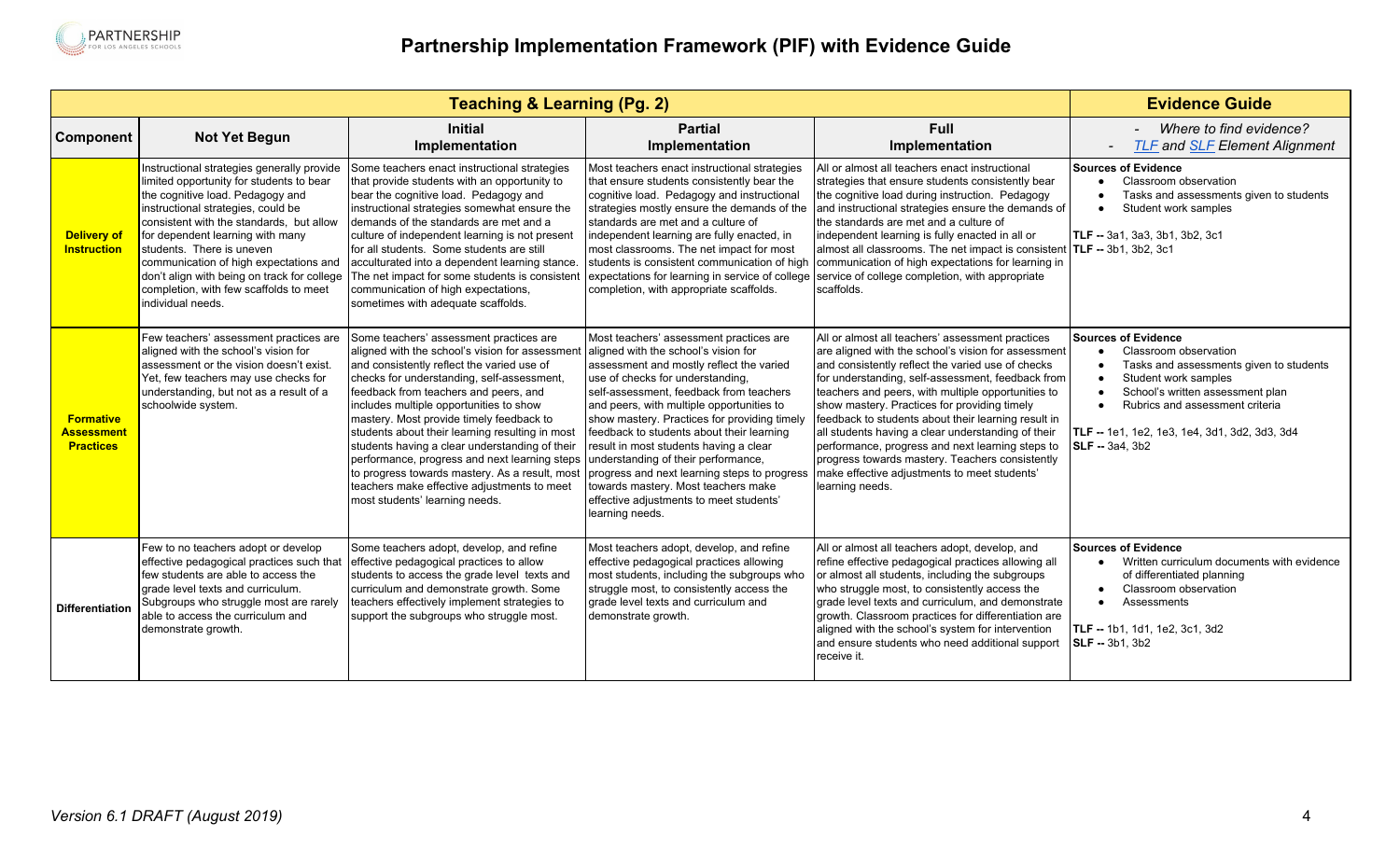# Partnership Implementation Framework (PIF) with Evidence Guide

| Teaching & Learning (Pg. 2) | | | | | Evidence Guide |
|---|---|---|---|---|---|
| **Component** | **Not Yet Begun** | **Initial Implementation** | **Partial Implementation** | **Full Implementation** | - *Where to find evidence?* <br> - *TLF and SLF Element Alignment* |
| **Delivery of Instruction** | Instructional strategies generally provide limited opportunity for students to bear the cognitive load. Pedagogy and instructional strategies, could be consistent with the standards, but allow for dependent learning with many students. There is uneven communication of high expectations and don't align with being on track for college completion, with few scaffolds to meet individual needs. | Some teachers enact instructional strategies that provide students with an opportunity to bear the cognitive load. Pedagogy and instructional strategies somewhat ensure the demands of the standards are met and a culture of independent learning is not present for all students. Some students are still acculturated into a dependent learning stance. The net impact for some students is consistent communication of high expectations, sometimes with adequate scaffolds. | Most teachers enact instructional strategies that ensure students consistently bear the cognitive load. Pedagogy and instructional strategies mostly ensure the demands of the standards are met and a culture of independent learning are fully enacted, in most classrooms. The net impact for most students is consistent communication of high expectations for learning in service of college completion, with appropriate scaffolds. | All or almost all teachers enact instructional strategies that ensure students consistently bear the cognitive load during instruction. Pedagogy and instructional strategies ensure the demands of the standards are met and a culture of independent learning is fully enacted in all or almost all classrooms. The net impact is consistent communication of high expectations for learning in service of college completion, with appropriate scaffolds. | **Sources of Evidence** <br> • Classroom observation <br> • Tasks and assessments given to students <br> • Student work samples <br><br> **TLF --** 3a1, 3a3, 3b1, 3b2, 3c1 <br> **TLF --** 3b1, 3b2, 3c1 |
| **Formative Assessment Practices** | Few teachers' assessment practices are aligned with the school's vision for assessment or the vision doesn't exist. Yet, few teachers may use checks for understanding, but not as a result of a schoolwide system. | Some teachers' assessment practices are aligned with the school's vision for assessment and consistently reflect the varied use of checks for understanding, self-assessment, feedback from teachers and peers, and includes multiple opportunities to show mastery. Most provide timely feedback to students about their learning resulting in most students having a clear understanding of their performance, progress and next learning steps to progress towards mastery. As a result, most teachers make effective adjustments to meet most students' learning needs. | Most teachers' assessment practices are aligned with the school's vision for assessment and mostly reflect the varied use of checks for understanding, self-assessment, feedback from teachers and peers, with multiple opportunities to show mastery. Practices for providing timely feedback to students about their learning result in most students having a clear understanding of their performance, progress and next learning steps to progress towards mastery. Most teachers make effective adjustments to meet students' learning needs. | All or almost all teachers' assessment practices are aligned with the school's vision for assessment and consistently reflect the varied use of checks for understanding, self-assessment, feedback from teachers and peers, with multiple opportunities to show mastery. Practices for providing timely feedback to students about their learning result in all students having a clear understanding of their performance, progress and next learning steps to progress towards mastery. Teachers consistently make effective adjustments to meet students' learning needs. | **Sources of Evidence** <br> • Classroom observation <br> • Tasks and assessments given to students <br> • Student work samples <br> • School's written assessment plan <br> • Rubrics and assessment criteria <br><br> **TLF --** 1e1, 1e2, 1e3, 1e4, 3d1, 3d2, 3d3, 3d4 <br> **SLF --** 3a4, 3b2 |
| **Differentiation** | Few to no teachers adopt or develop effective pedagogical practices such that few students are able to access the grade level texts and curriculum. Subgroups who struggle most are rarely able to access the curriculum and demonstrate growth. | Some teachers adopt, develop, and refine effective pedagogical practices to allow students to access the grade level texts and curriculum and demonstrate growth. Some teachers effectively implement strategies to support the subgroups who struggle most. | Most teachers adopt, develop, and refine effective pedagogical practices allowing most students, including the subgroups who struggle most, to consistently access the grade level texts and curriculum and demonstrate growth. | All or almost all teachers adopt, develop, and refine effective pedagogical practices allowing all or almost all students, including the subgroups who struggle most, to consistently access the grade level texts and curriculum, and demonstrate growth. Classroom practices for differentiation are aligned with the school's system for intervention and ensure students who need additional support receive it. | **Sources of Evidence** <br> • Written curriculum documents with evidence of differentiated planning <br> • Classroom observation <br> • Assessments <br><br> **TLF --** 1b1, 1d1, 1e2, 3c1, 3d2 <br> **SLF --** 3b1, 3b2 |

*Version 6.1 DRAFT (August 2019)*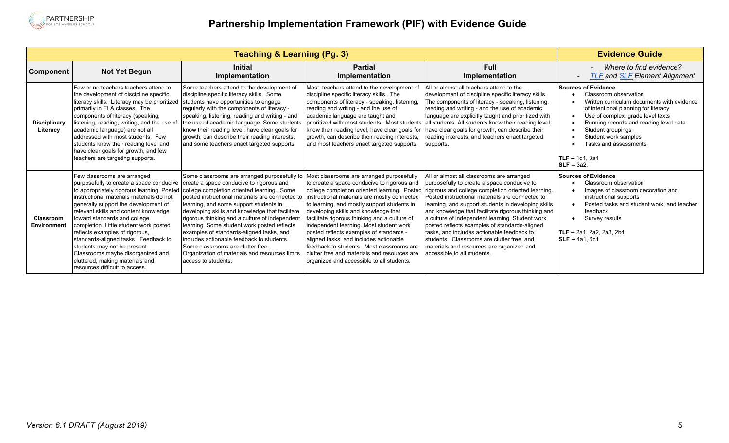# Partnership Implementation Framework (PIF) with Evidence Guide

| Teaching & Learning (Pg. 3) | | | | | Evidence Guide |
|---|---|---|---|---|---|
| **Component** | **Not Yet Begun** | **Initial Implementation** | **Partial Implementation** | **Full Implementation** | - *Where to find evidence?*<br>- *TLF and SLF Element Alignment* |
| **Disciplinary Literacy** | Few or no teachers teachers attend to the development of discipline specific literacy skills. Literacy may be prioritized primarily in ELA classes. The components of literacy (speaking, listening, reading, writing, and the use of academic language) are not all addressed with most students. Few students know their reading level and have clear goals for growth, and few teachers are targeting supports. | Some teachers attend to the development of discipline specific literacy skills. Some students have opportunities to engage regularly with the components of literacy - speaking, listening, reading and writing - and the use of academic language. Some students know their reading level, have clear goals for growth, can describe their reading interests, and some teachers enact targeted supports. | Most teachers attend to the development of discipline specific literacy skills. The components of literacy - speaking, listening, reading and writing - and the use of academic language are taught and prioritized with most students. Most students know their reading level, have clear goals for growth, can describe their reading interests, and most teachers enact targeted supports. | All or almost all teachers attend to the development of discipline specific literacy skills. The components of literacy - speaking, listening, reading and writing - and the use of academic language are explicitly taught and prioritized with all students. All students know their reading level, have clear goals for growth, can describe their reading interests, and teachers enact targeted supports. | **Sources of Evidence**<br>• Classroom observation<br>• Written curriculum documents with evidence of intentional planning for literacy<br>• Use of complex, grade level texts<br>• Running records and reading level data<br>• Student groupings<br>• Student work samples<br>• Tasks and assessments<br><br>**TLF --** 1d1, 3a4<br>**SLF --** 3a2, |
| **Classroom Environment** | Few classrooms are arranged purposefully to create a space conducive to appropriately rigorous learning. Posted instructional materials materials do not generally support the development of relevant skills and content knowledge toward standards and college completion. Little student work posted reflects examples of rigorous, standards-aligned tasks. Feedback to students may not be present. Classrooms maybe disorganized and cluttered, making materials and resources difficult to access. | Some classrooms are arranged purposefully to create a space conducive to rigorous and college completion oriented learning. Some posted instructional materials are connected to learning, and some support students in developing skills and knowledge that facilitate rigorous thinking and a culture of independent learning. Some student work posted reflects examples of standards-aligned tasks, and includes actionable feedback to students. Some classrooms are clutter free. Organization of materials and resources limits access to students. | Most classrooms are arranged purposefully to create a space conducive to rigorous and college completion oriented learning. Posted instructional materials are mostly connected to learning, and mostly support students in developing skills and knowledge that facilitate rigorous thinking and a culture of independent learning. Most student work posted reflects examples of standards - aligned tasks, and includes actionable feedback to students. Most classrooms are clutter free and materials and resources are organized and accessible to all students. | All or almost all classrooms are arranged purposefully to create a space conducive to rigorous and college completion oriented learning. Posted instructional materials are connected to learning, and support students in developing skills and knowledge that facilitate rigorous thinking and a culture of independent learning. Student work posted reflects examples of standards-aligned tasks, and includes actionable feedback to students. Classrooms are clutter free, and materials and resources are organized and accessible to all students. | **Sources of Evidence**<br>• Classroom observation<br>• Images of classroom decoration and instructional supports<br>• Posted tasks and student work, and teacher feedback<br>• Survey results<br><br>**TLF --** 2a1, 2a2, 2a3, 2b4<br>**SLF --** 4a1, 6c1 |

*Version 6.1 DRAFT (August 2019)*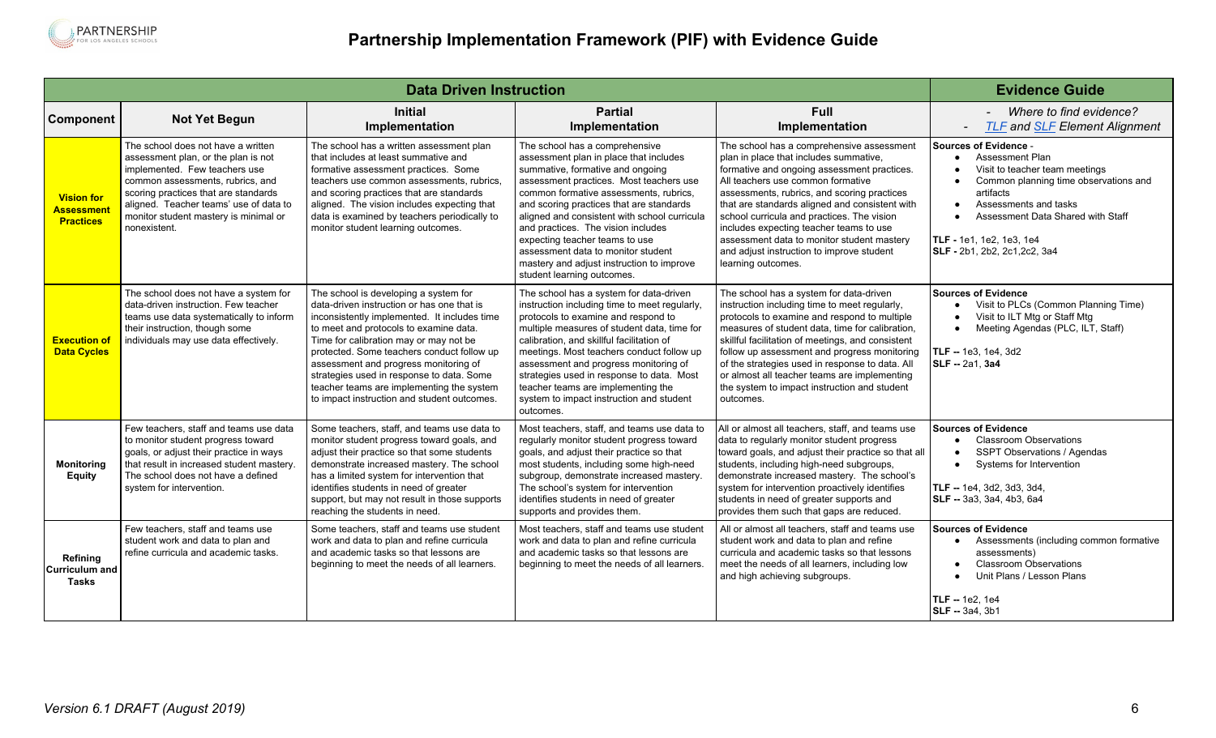# Partnership Implementation Framework (PIF) with Evidence Guide

| Data Driven Instruction | | | | | Evidence Guide |
|---|---|---|---|---|---|
| **Component** | **Not Yet Begun** | **Initial Implementation** | **Partial Implementation** | **Full Implementation** | - *Where to find evidence?*<br>- *TLF and SLF Element Alignment* |
| **Vision for Assessment Practices** | The school does not have a written assessment plan, or the plan is not implemented. Few teachers use common assessments, rubrics, and scoring practices that are standards aligned. Teacher teams' use of data to monitor student mastery is minimal or nonexistent. | The school has a written assessment plan that includes at least summative and formative assessment practices. Some teachers use common assessments, rubrics, and scoring practices that are standards aligned. The vision includes expecting that data is examined by teachers periodically to monitor student learning outcomes. | The school has a comprehensive assessment plan in place that includes summative, formative and ongoing assessment practices. Most teachers use common formative assessments, rubrics, and scoring practices that are standards aligned and consistent with school curricula and practices. The vision includes expecting teacher teams to use assessment data to monitor student mastery and adjust instruction to improve student learning outcomes. | The school has a comprehensive assessment plan in place that includes summative, formative and ongoing assessment practices. All teachers use common formative assessments, rubrics, and scoring practices that are standards aligned and consistent with school curricula and practices. The vision includes expecting teacher teams to use assessment data to monitor student mastery and adjust instruction to improve student learning outcomes. | **Sources of Evidence** -<br>• Assessment Plan<br>• Visit to teacher team meetings<br>• Common planning time observations and artifacts<br>• Assessments and tasks<br>• Assessment Data Shared with Staff<br><br>**TLF -** 1e1, 1e2, 1e3, 1e4<br>**SLF -** 2b1, 2b2, 2c1,2c2, 3a4 |
| **Execution of Data Cycles** | The school does not have a system for data-driven instruction. Few teacher teams use data systematically to inform their instruction, though some individuals may use data effectively. | The school is developing a system for data-driven instruction or has one that is inconsistently implemented. It includes time to meet and protocols to examine data. Time for calibration may or may not be protected. Some teachers conduct follow up assessment and progress monitoring of strategies used in response to data. Some teacher teams are implementing the system to impact instruction and student outcomes. | The school has a system for data-driven instruction including time to meet regularly, protocols to examine and respond to multiple measures of student data, time for calibration, and skillful facilitation of meetings. Most teachers conduct follow up assessment and progress monitoring of strategies used in response to data. Most teacher teams are implementing the system to impact instruction and student outcomes. | The school has a system for data-driven instruction including time to meet regularly, protocols to examine and respond to multiple measures of student data, time for calibration, skillful facilitation of meetings, and consistent follow up assessment and progress monitoring of the strategies used in response to data. All or almost all teacher teams are implementing the system to impact instruction and student outcomes. | **Sources of Evidence**<br>• Visit to PLCs (Common Planning Time)<br>• Visit to ILT Mtg or Staff Mtg<br>• Meeting Agendas (PLC, ILT, Staff)<br><br>**TLF --** 1e3, 1e4, 3d2<br>**SLF --** 2a1, **3a4** |
| **Monitoring Equity** | Few teachers, staff and teams use data to monitor student progress toward goals, or adjust their practice in ways that result in increased student mastery. The school does not have a defined system for intervention. | Some teachers, staff, and teams use data to monitor student progress toward goals, and adjust their practice so that some students demonstrate increased mastery. The school has a limited system for intervention that identifies students in need of greater support, but may not result in those supports reaching the students in need. | Most teachers, staff, and teams use data to regularly monitor student progress toward goals, and adjust their practice so that most students, including some high-need subgroup, demonstrate increased mastery. The school's system for intervention identifies students in need of greater supports and provides them. | All or almost all teachers, staff, and teams use data to regularly monitor student progress toward goals, and adjust their practice so that all students, including high-need subgroups, demonstrate increased mastery. The school's system for intervention proactively identifies students in need of greater supports and provides them such that gaps are reduced. | **Sources of Evidence**<br>• Classroom Observations<br>• SSPT Observations / Agendas<br>• Systems for Intervention<br><br>**TLF --** 1e4, 3d2, 3d3, 3d4,<br>**SLF --** 3a3, 3a4, 4b3, 6a4 |
| **Refining Curriculum and Tasks** | Few teachers, staff and teams use student work and data to plan and refine curricula and academic tasks. | Some teachers, staff and teams use student work and data to plan and refine curricula and academic tasks so that lessons are beginning to meet the needs of all learners. | Most teachers, staff and teams use student work and data to plan and refine curricula and academic tasks so that lessons are beginning to meet the needs of all learners. | All or almost all teachers, staff and teams use student work and data to plan and refine curricula and academic tasks so that lessons meet the needs of all learners, including low and high achieving subgroups. | **Sources of Evidence**<br>• Assessments (including common formative assessments)<br>• Classroom Observations<br>• Unit Plans / Lesson Plans<br><br>**TLF --** 1e2, 1e4<br>**SLF --** 3a4, 3b1 |

*Version 6.1 DRAFT (August 2019)*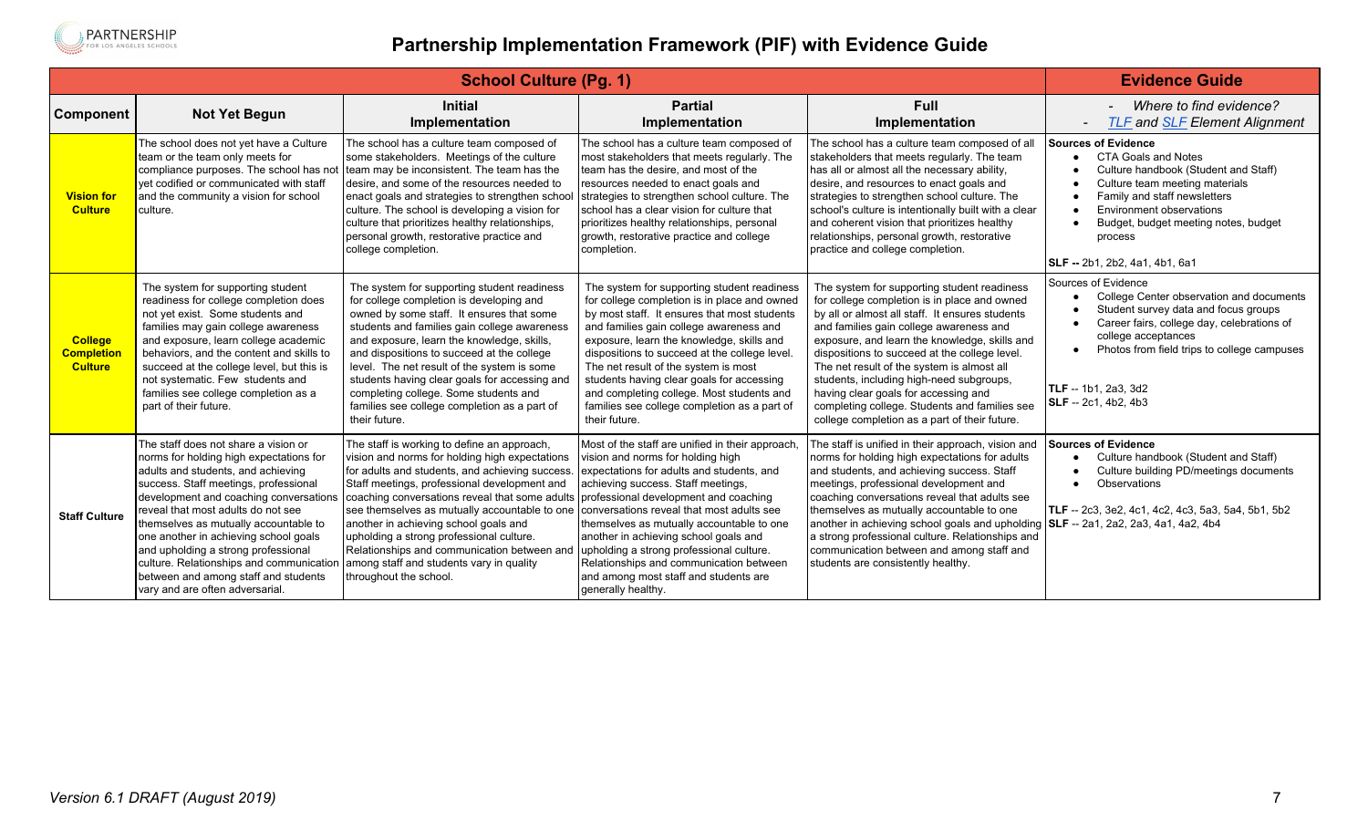# Partnership Implementation Framework (PIF) with Evidence Guide

| School Culture (Pg. 1) | | | | | Evidence Guide |
|---|---|---|---|---|---|
| **Component** | **Not Yet Begun** | **Initial Implementation** | **Partial Implementation** | **Full Implementation** | - *Where to find evidence?*<br>- *TLF and SLF Element Alignment* |
| **Vision for Culture** | The school does not yet have a Culture team or the team only meets for compliance purposes. The school has not yet codified or communicated with staff and the community a vision for school culture. | The school has a culture team composed of some stakeholders. Meetings of the culture team may be inconsistent. The team has the desire, and some of the resources needed to enact goals and strategies to strengthen school culture. The school is developing a vision for culture that prioritizes healthy relationships, personal growth, restorative practice and college completion. | The school has a culture team composed of most stakeholders that meets regularly. The team has the desire, and most of the resources needed to enact goals and strategies to strengthen school culture. The school has a clear vision for culture that prioritizes healthy relationships, personal growth, restorative practice and college completion. | The school has a culture team composed of all stakeholders that meets regularly. The team has all or almost all the necessary ability, desire, and resources to enact goals and strategies to strengthen school culture. The school's culture is intentionally built with a clear and coherent vision that prioritizes healthy relationships, personal growth, restorative practice and college completion. | **Sources of Evidence**<br>• CTA Goals and Notes<br>• Culture handbook (Student and Staff)<br>• Culture team meeting materials<br>• Family and staff newsletters<br>• Environment observations<br>• Budget, budget meeting notes, budget process<br><br>**SLF --** 2b1, 2b2, 4a1, 4b1, 6a1 |
| **College Completion Culture** | The system for supporting student readiness for college completion does not yet exist. Some students and families may gain college awareness and exposure, learn college academic behaviors, and the content and skills to succeed at the college level, but this is not systematic. Few students and families see college completion as a part of their future. | The system for supporting student readiness for college completion is developing and owned by some staff. It ensures that some students and families gain college awareness and exposure, learn the knowledge, skills, and dispositions to succeed at the college level. The net result of the system is some students having clear goals for accessing and completing college. Some students and families see college completion as a part of their future. | The system for supporting student readiness for college completion is in place and owned by most staff. It ensures that most students and families gain college awareness and exposure, learn the knowledge, skills and dispositions to succeed at the college level. The net result of the system is most students having clear goals for accessing and completing college. Most students and families see college completion as a part of their future. | The system for supporting student readiness for college completion is in place and owned by all or almost all staff. It ensures students and families gain college awareness and exposure, and learn the knowledge, skills and dispositions to succeed at the college level. The net result of the system is almost all students, including high-need subgroups, having clear goals for accessing and completing college. Students and families see college completion as a part of their future. | Sources of Evidence<br>• College Center observation and documents<br>• Student survey data and focus groups<br>• Career fairs, college day, celebrations of college acceptances<br>• Photos from field trips to college campuses<br><br>**TLF** -- 1b1, 2a3, 3d2<br>**SLF** -- 2c1, 4b2, 4b3 |
| **Staff Culture** | The staff does not share a vision or norms for holding high expectations for adults and students, and achieving success. Staff meetings, professional development and coaching conversations reveal that most adults do not see themselves as mutually accountable to one another in achieving school goals and upholding a strong professional culture. Relationships and communication between and among staff and students vary and are often adversarial. | The staff is working to define an approach, vision and norms for holding high expectations for adults and students, and achieving success. Staff meetings, professional development and coaching conversations reveal that some adults see themselves as mutually accountable to one another in achieving school goals and upholding a strong professional culture. Relationships and communication between and among staff and students vary in quality throughout the school. | Most of the staff are unified in their approach, vision and norms for holding high expectations for adults and students, and achieving success. Staff meetings, professional development and coaching conversations reveal that most adults see themselves as mutually accountable to one another in achieving school goals and upholding a strong professional culture. Relationships and communication between and among most staff and students are generally healthy. | The staff is unified in their approach, vision and norms for holding high expectations for adults and students, and achieving success. Staff meetings, professional development and coaching conversations reveal that adults see themselves as mutually accountable to one another in achieving school goals and upholding a strong professional culture. Relationships and communication between and among staff and students are consistently healthy. | **Sources of Evidence**<br>• Culture handbook (Student and Staff)<br>• Culture building PD/meetings documents<br>• Observations<br><br>**TLF** -- 2c3, 3e2, 4c1, 4c2, 4c3, 5a3, 5a4, 5b1, 5b2<br>**SLF** -- 2a1, 2a2, 2a3, 4a1, 4a2, 4b4 |

*Version 6.1 DRAFT (August 2019)*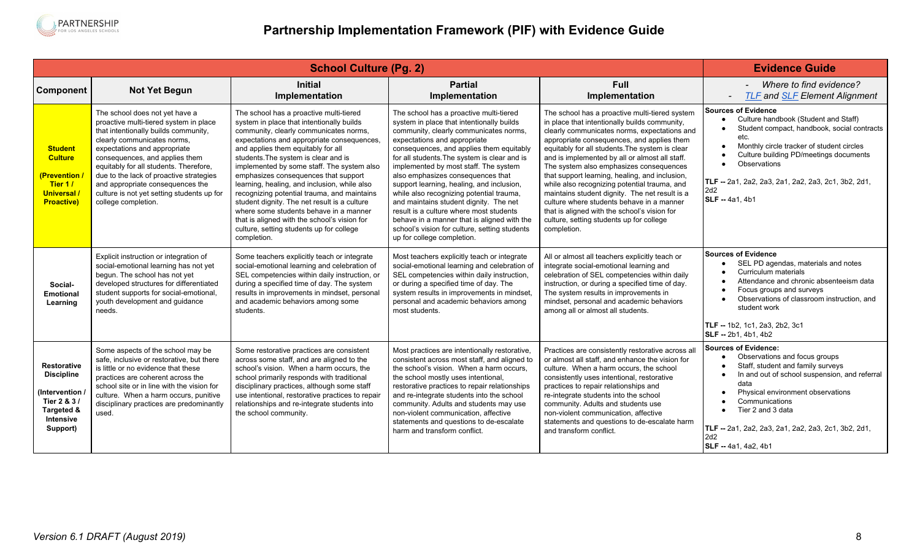# Partnership Implementation Framework (PIF) with Evidence Guide

| School Culture (Pg. 2) | | | | | Evidence Guide |
|---|---|---|---|---|---|
| **Component** | **Not Yet Begun** | **Initial Implementation** | **Partial Implementation** | **Full Implementation** | - *Where to find evidence?* - *TLF and SLF Element Alignment* |
| **Student Culture (Prevention / Tier 1 / Universal / Proactive)** | The school does not yet have a proactive multi-tiered system in place that intentionally builds community, clearly communicates norms, expectations and appropriate consequences, and applies them equitably for all students. Therefore, due to the lack of proactive strategies and appropriate consequences the culture is not yet setting students up for college completion. | The school has a proactive multi-tiered system in place that intentionally builds community, clearly communicates norms, expectations and appropriate consequences, and applies them equitably for all students.The system is clear and is implemented by some staff. The system also emphasizes consequences that support learning, healing, and inclusion, while also recognizing potential trauma, and maintains student dignity. The net result is a culture where some students behave in a manner that is aligned with the school's vision for culture, setting students up for college completion. | The school has a proactive multi-tiered system in place that intentionally builds community, clearly communicates norms, expectations and appropriate consequences, and applies them equitably for all students.The system is clear and is implemented by most staff. The system also emphasizes consequences that support learning, healing, and inclusion, while also recognizing potential trauma, and maintains student dignity. The net result is a culture where most students behave in a manner that is aligned with the school's vision for culture, setting students up for college completion. | The school has a proactive multi-tiered system in place that intentionally builds community, clearly communicates norms, expectations and appropriate consequences, and applies them equitably for all students.The system is clear and is implemented by all or almost all staff. The system also emphasizes consequences that support learning, healing, and inclusion, while also recognizing potential trauma, and maintains student dignity. The net result is a culture where students behave in a manner that is aligned with the school's vision for culture, setting students up for college completion. | **Sources of Evidence**<br>• Culture handbook (Student and Staff)<br>• Student compact, handbook, social contracts etc.<br>• Monthly circle tracker of student circles<br>• Culture building PD/meetings documents<br>• Observations<br><br>**TLF --** 2a1, 2a2, 2a3, 2a1, 2a2, 2a3, 2c1, 3b2, 2d1, 2d2<br>**SLF --** 4a1, 4b1 |
| **Social-Emotional Learning** | Explicit instruction or integration of social-emotional learning has not yet begun. The school has not yet developed structures for differentiated student supports for social-emotional, youth development and guidance needs. | Some teachers explicitly teach or integrate social-emotional learning and celebration of SEL competencies within daily instruction, or during a specified time of day. The system results in improvements in mindset, personal and academic behaviors among some students. | Most teachers explicitly teach or integrate social-emotional learning and celebration of SEL competencies within daily instruction, or during a specified time of day. The system results in improvements in mindset, personal and academic behaviors among most students. | All or almost all teachers explicitly teach or integrate social-emotional learning and celebration of SEL competencies within daily instruction, or during a specified time of day. The system results in improvements in mindset, personal and academic behaviors among all or almost all students. | **Sources of Evidence**<br>• SEL PD agendas, materials and notes<br>• Curriculum materials<br>• Attendance and chronic absenteeism data<br>• Focus groups and surveys<br>• Observations of classroom instruction, and student work<br><br>**TLF --** 1b2, 1c1, 2a3, 2b2, 3c1<br>**SLF --** 2b1, 4b1, 4b2 |
| **Restorative Discipline (Intervention / Tier 2 & 3 / Targeted & Intensive Support)** | Some aspects of the school may be safe, inclusive or restorative, but there is little or no evidence that these practices are coherent across the school site or in line with the vision for culture. When a harm occurs, punitive disciplinary practices are predominantly used. | Some restorative practices are consistent across some staff, and are aligned to the school's vision. When a harm occurs, the school primarily responds with traditional disciplinary practices, although some staff use intentional, restorative practices to repair relationships and re-integrate students into the school community. | Most practices are intentionally restorative, consistent across most staff, and aligned to the school's vision. When a harm occurs, the school mostly uses intentional, restorative practices to repair relationships and re-integrate students into the school community. Adults and students may use non-violent communication, affective statements and questions to de-escalate harm and transform conflict. | Practices are consistently restorative across all or almost all staff, and enhance the vision for culture. When a harm occurs, the school consistently uses intentional, restorative practices to repair relationships and re-integrate students into the school community. Adults and students use non-violent communication, affective statements and questions to de-escalate harm and transform conflict. | **Sources of Evidence:**<br>• Observations and focus groups<br>• Staff, student and family surveys<br>• In and out of school suspension, and referral data<br>• Physical environment observations<br>• Communications<br>• Tier 2 and 3 data<br><br>**TLF --** 2a1, 2a2, 2a3, 2a1, 2a2, 2a3, 2c1, 3b2, 2d1, 2d2<br>**SLF --** 4a1, 4a2, 4b1 |

*Version 6.1 DRAFT (August 2019)*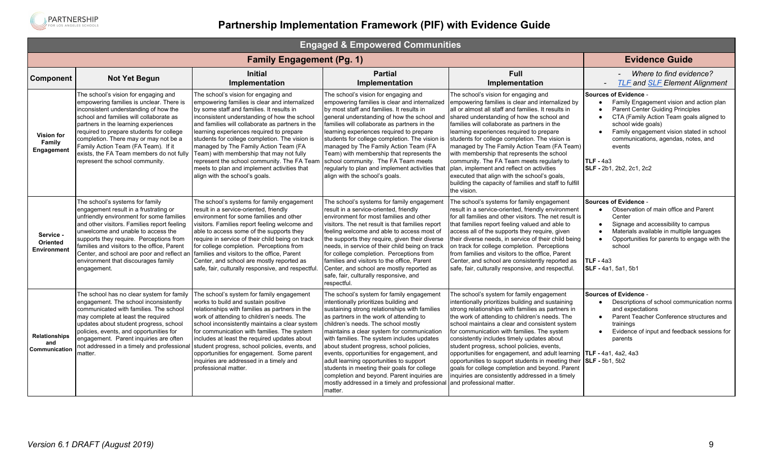# Partnership Implementation Framework (PIF) with Evidence Guide

## Engaged & Empowered Communities

### Family Engagement (Pg. 1)

| Component | Not Yet Begun | Initial Implementation | Partial Implementation | Full Implementation | Evidence Guide<br>- *Where to find evidence?*<br>- *TLF and SLF Element Alignment* |
|---|---|---|---|---|---|
| **Vision for Family Engagement** | The school's vision for engaging and empowering families is unclear. There is inconsistent understanding of how the school and families will collaborate as partners in the learning experiences required to prepare students for college completion. There may or may not be a Family Action Team (FA Team). If it exists, the FA Team members do not fully represent the school community. | The school's vision for engaging and empowering families is clear and internalized by some staff and families. It results in inconsistent understanding of how the school and families will collaborate as partners in the learning experiences required to prepare students for college completion. The vision is managed by The Family Action Team (FA Team) with membership that may not fully represent the school community. The FA Team meets to plan and implement activities that align with the school's goals. | The school's vision for engaging and empowering families is clear and internalized by most staff and families. It results in general understanding of how the school and families will collaborate as partners in the learning experiences required to prepare students for college completion. The vision is managed by The Family Action Team (FA Team) with membership that represents the school community. The FA Team meets regularly to plan and implement activities that align with the school's goals. | The school's vision for engaging and empowering families is clear and internalized by all or almost all staff and families. It results in shared understanding of how the school and families will collaborate as partners in the learning experiences required to prepare students for college completion. The vision is managed by The Family Action Team (FA Team) with membership that represents the school community. The FA Team meets regularly to plan, implement and reflect on activities executed that align with the school's goals, building the capacity of families and staff to fulfill the vision. | **Sources of Evidence** -<br>• Family Engagement vision and action plan<br>• Parent Center Guiding Principles<br>• CTA (Family Action Team goals aligned to school wide goals)<br>• Family engagement vision stated in school communications, agendas, notes, and events<br><br>**TLF** - 4a3<br>**SLF** - 2b1, 2b2, 2c1, 2c2 |
| **Service - Oriented Environment** | The school's systems for family engagement result in a frustrating or unfriendly environment for some families and other visitors. Families report feeling unwelcome and unable to access the supports they require. Perceptions from families and visitors to the office, Parent Center, and school are poor and reflect an environment that discourages family engagement. | The school's systems for family engagement result in a service-oriented, friendly environment for some families and other visitors. Families report feeling welcome and able to access some of the supports they require in service of their child being on track for college completion. Perceptions from families and visitors to the office, Parent Center, and school are mostly reported as safe, fair, culturally responsive, and respectful. | The school's systems for family engagement result in a service-oriented, friendly environment for most families and other visitors. The net result is that families report feeling welcome and able to access most of the supports they require, given their diverse needs, in service of their child being on track for college completion. Perceptions from families and visitors to the office, Parent Center, and school are mostly reported as safe, fair, culturally responsive, and respectful. | The school's systems for family engagement result in a service-oriented, friendly environment for all families and other visitors. The net result is that families report feeling valued and able to access all of the supports they require, given their diverse needs, in service of their child being on track for college completion. Perceptions from families and visitors to the office, Parent Center, and school are consistently reported as safe, fair, culturally responsive, and respectful. | **Sources of Evidence** -<br>• Observation of main office and Parent Center<br>• Signage and accessibility to campus<br>• Materials available in multiple languages<br>• Opportunities for parents to engage with the school<br><br>**TLF** - 4a3<br>**SLF** - 4a1, 5a1, 5b1 |
| **Relationships and Communication** | The school has no clear system for family engagement. The school inconsistently communicated with families. The school may complete at least the required updates about student progress, school policies, events, and opportunities for engagement. Parent inquiries are often not addressed in a timely and professional matter. | The school's system for family engagement works to build and sustain positive relationships with families as partners in the work of attending to children's needs. The school inconsistently maintains a clear system for communication with families. The system includes at least the required updates about student progress, school policies, events, and opportunities for engagement. Some parent inquiries are addressed in a timely and professional matter. | The school's system for family engagement intentionally prioritizes building and sustaining strong relationships with families as partners in the work of attending to children's needs. The school mostly maintains a clear system for communication with families. The system includes updates about student progress, school policies, events, opportunities for engagement, and adult learning opportunities to support students in meeting their goals for college completion and beyond. Parent inquires are mostly addressed in a timely and professional matter. | The school's system for family engagement intentionally prioritizes building and sustaining strong relationships with families as partners in the work of attending to children's needs. The school maintains a clear and consistent system for communication with families. The system consistently includes timely updates about student progress, school policies, events, opportunities for engagement, and adult learning opportunities to support students in meeting their goals for college completion and beyond. Parent inquiries are consistently addressed in a timely and professional matter. | **Sources of Evidence** -<br>• Descriptions of school communication norms and expectations<br>• Parent Teacher Conference structures and trainings<br>• Evidence of input and feedback sessions for parents<br><br>**TLF** - 4a1, 4a2, 4a3<br>**SLF** - 5b1, 5b2 |

*Version 6.1 DRAFT (August 2019)*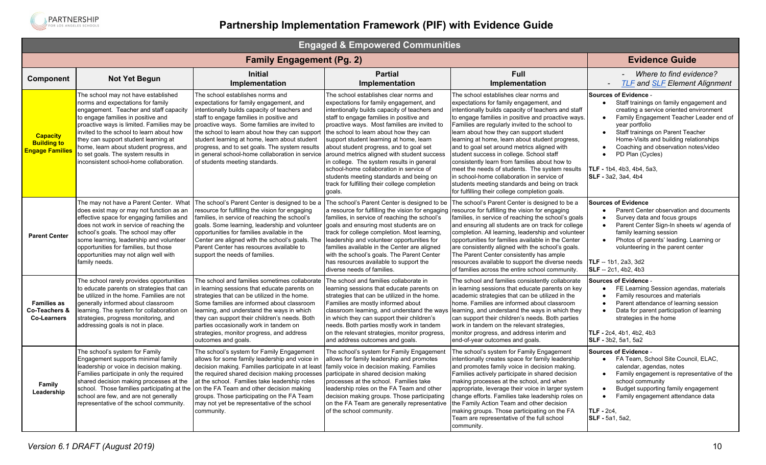# Partnership Implementation Framework (PIF) with Evidence Guide

## Engaged & Empowered Communities

| Family Engagement (Pg. 2) | | | | | Evidence Guide |
|---|---|---|---|---|---|
| **Component** | **Not Yet Begun** | **Initial Implementation** | **Partial Implementation** | **Full Implementation** | - *Where to find evidence?*<br>- *TLF and SLF Element Alignment* |
| **Capacity Building to Engage Families** | The school may not have established norms and expectations for family engagement. Teacher and staff capacity to engage families in positive and proactive ways is limited. Families may be invited to the school to learn about how they can support student learning at home, learn about student progress, and to set goals. The system results in inconsistent school-home collaboration. | The school establishes norms and expectations for family engagement, and intentionally builds capacity of teachers and staff to engage families in positive and proactive ways. Some families are invited to the school to learn about how they can support student learning at home, learn about student progress, and to set goals. The system results in general school-home collaboration in service of students meeting standards. | The school establishes clear norms and expectations for family engagement, and intentionally builds capacity of teachers and staff to engage families in positive and proactive ways. Most families are invited to the school to learn about how they can support student learning at home, learn about student progress, and to goal set around metrics aligned with student success in college. The system results in general school-home collaboration in service of students meeting standards and being on track for fulfilling their college completion goals. | The school establishes clear norms and expectations for family engagement, and intentionally builds capacity of teachers and staff to engage families in positive and proactive ways. Families are regularly invited to the school to learn about how they can support student learning at home, learn about student progress, and to goal set around metrics aligned with student success in college. School staff consistently learn from families about how to meet the needs of students. The system results in school-home collaboration in service of students meeting standards and being on track for fulfilling their college completion goals. | **Sources of Evidence** -<br>• Staff trainings on family engagement and creating a service oriented environment<br>• Family Engagement Teacher Leader end of year portfolio<br>• Staff trainings on Parent Teacher Home-Visits and building relationships<br>• Coaching and observation notes/video<br>• PD Plan (Cycles)<br><br>**TLF** - 1b4, 4b3, 4b4, 5a3,<br>**SLF** - 3a2, 3a4, 4b4 |
| **Parent Center** | The may not have a Parent Center. What does exist may or may not function as an effective space for engaging families and does not work in service of reaching the school's goals. The school may offer some learning, leadership and volunteer opportunities for families, but those opportunities may not align well with family needs. | The school's Parent Center is designed to be a resource for fulfilling the vision for engaging families, in service of reaching the school's goals. Some learning, leadership and volunteer opportunities for families available in the Center are aligned with the school's goals. The Parent Center has resources available to support the needs of families. | The school's Parent Center is designed to be a resource for fulfilling the vision for engaging families, in service of reaching the school's goals and ensuring most students are on track for college completion. Most learning, leadership and volunteer opportunities for families available in the Center are aligned with the school's goals. The Parent Center has resources available to support the diverse needs of families. | The school's Parent Center is designed to be a resource for fulfilling the vision for engaging families, in service of reaching the school's goals and ensuring all students are on track for college completion. All learning, leadership and volunteer opportunities for families available in the Center are consistently aligned with the school's goals. The Parent Center consistently has ample resources available to support the diverse needs of families across the entire school community. | **Sources of Evidence**<br>• Parent Center observation and documents<br>• Survey data and focus groups<br>• Parent Center Sign-In sheets w/ agenda of family learning session<br>• Photos of parents' leading. Learning or volunteering in the parent center<br><br>**TLF** -- 1b1, 2a3, 3d2<br>**SLF** -- 2c1, 4b2, 4b3 |
| **Families as Co-Teachers & Co-Learners** | The school rarely provides opportunities to educate parents on strategies that can be utilized in the home. Families are not generally informed about classroom learning. The system for collaboration on strategies, progress monitoring, and addressing goals is not in place. | The school and families sometimes collaborate in learning sessions that educate parents on strategies that can be utilized in the home. Some families are informed about classroom learning, and understand the ways in which they can support their children's needs. Both parties occasionally work in tandem on strategies, monitor progress, and address outcomes and goals. | The school and families collaborate in learning sessions that educate parents on strategies that can be utilized in the home. Families are mostly informed about classroom learning, and understand the ways in which they can support their children's needs. Both parties mostly work in tandem on the relevant strategies, monitor progress, and address outcomes and goals. | The school and families consistently collaborate in learning sessions that educate parents on key academic strategies that can be utilized in the home. Families are informed about classroom learning, and understand the ways in which they can support their children's needs. Both parties work in tandem on the relevant strategies, monitor progress, and address interim and end-of-year outcomes and goals. | **Sources of Evidence** -<br>• FE Learning Session agendas, materials<br>• Family resources and materials<br>• Parent attendance of learning session<br>• Data for parent participation of learning strategies in the home<br><br>**TLF** - 2c4, 4b1, 4b2, 4b3<br>**SLF** - 3b2, 5a1, 5a2 |
| **Family Leadership** | The school's system for Family Engagement supports minimal family leadership or voice in decision making. Families participate in only the required shared decision making processes at the school. Those families participating at the school are few, and are not generally representative of the school community. | The school's system for Family Engagement allows for some family leadership and voice in decision making. Families participate in at least the required shared decision making processes at the school. Families take leadership roles on the FA Team and other decision making groups. Those participating on the FA Team may not yet be representative of the school community. | The school's system for Family Engagement allows for family leadership and promotes family voice in decision making. Families participate in shared decision making processes at the school. Families take leadership roles on the FA Team and other decision making groups. Those participating on the FA Team are generally representative of the school community. | The school's system for Family Engagement intentionally creates space for family leadership and promotes family voice in decision making. Families actively participate in shared decision making processes at the school, and when appropriate, leverage their voice in larger system change efforts. Families take leadership roles on the Family Action Team and other decision making groups. Those participating on the FA Team are representative of the full school community. | **Sources of Evidence** -<br>• FA Team, School Site Council, ELAC, calendar, agendas, notes<br>• Family engagement is representative of the school community<br>• Budget supporting family engagement<br>• Family engagement attendance data<br><br>**TLF** - 2c4,<br>**SLF** - 5a1, 5a2, |

*Version 6.1 DRAFT (August 2019)*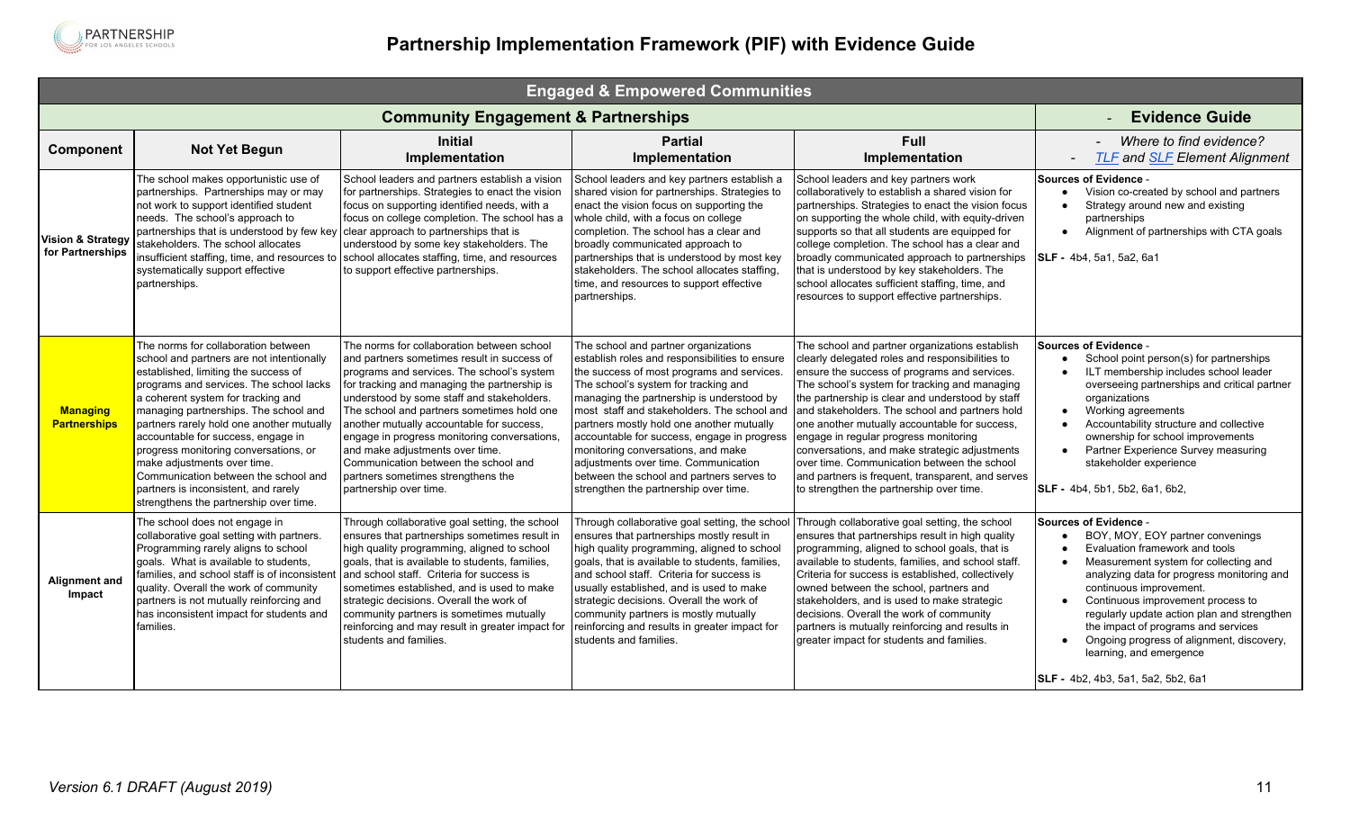# Partnership Implementation Framework (PIF) with Evidence Guide

| Engaged & Empowered Communities | | | | | |
|---|---|---|---|---|---|
| **Community Engagement & Partnerships** | | | | | - **Evidence Guide** |
| **Component** | **Not Yet Begun** | **Initial Implementation** | **Partial Implementation** | **Full Implementation** | - *Where to find evidence?*<br>- *TLF and SLF Element Alignment* |
| **Vision & Strategy for Partnerships** | The school makes opportunistic use of partnerships. Partnerships may or may not work to support identified student needs. The school's approach to partnerships that is understood by few key stakeholders. The school allocates insufficient staffing, time, and resources to systematically support effective partnerships. | School leaders and partners establish a vision for partnerships. Strategies to enact the vision focus on supporting identified needs, with a focus on college completion. The school has a clear approach to partnerships that is understood by some key stakeholders. The school allocates staffing, time, and resources to support effective partnerships. | School leaders and key partners establish a shared vision for partnerships. Strategies to enact the vision focus on supporting the whole child, with a focus on college completion. The school has a clear and broadly communicated approach to partnerships that is understood by most key stakeholders. The school allocates staffing, time, and resources to support effective partnerships. | School leaders and key partners work collaboratively to establish a shared vision for partnerships. Strategies to enact the vision focus on supporting the whole child, with equity-driven supports so that all students are equipped for college completion. The school has a clear and broadly communicated approach to partnerships that is understood by key stakeholders. The school allocates sufficient staffing, time, and resources to support effective partnerships. | **Sources of Evidence** -<br>• Vision co-created by school and partners<br>• Strategy around new and existing partnerships<br>• Alignment of partnerships with CTA goals<br><br>**SLF -** 4b4, 5a1, 5a2, 6a1 |
| **Managing Partnerships** | The norms for collaboration between school and partners are not intentionally established, limiting the success of programs and services. The school lacks a coherent system for tracking and managing partnerships. The school and partners rarely hold one another mutually accountable for success, engage in progress monitoring conversations, or make adjustments over time. Communication between the school and partners is inconsistent, and rarely strengthens the partnership over time. | The norms for collaboration between school and partners sometimes result in success of programs and services. The school's system for tracking and managing the partnership is understood by some staff and stakeholders. The school and partners sometimes hold one another mutually accountable for success, engage in progress monitoring conversations, and make adjustments over time. Communication between the school and partners sometimes strengthens the partnership over time. | The school and partner organizations establish roles and responsibilities to ensure the success of most programs and services. The school's system for tracking and managing the partnership is understood by most staff and stakeholders. The school and partners mostly hold one another mutually accountable for success, engage in progress monitoring conversations, and make adjustments over time. Communication between the school and partners serves to strengthen the partnership over time. | The school and partner organizations establish clearly delegated roles and responsibilities to ensure the success of programs and services. The school's system for tracking and managing the partnership is clear and understood by staff and stakeholders. The school and partners hold one another mutually accountable for success, engage in regular progress monitoring conversations, and make strategic adjustments over time. Communication between the school and partners is frequent, transparent, and serves to strengthen the partnership over time. | **Sources of Evidence** -<br>• School point person(s) for partnerships<br>• ILT membership includes school leader overseeing partnerships and critical partner organizations<br>• Working agreements<br>• Accountability structure and collective ownership for school improvements<br>• Partner Experience Survey measuring stakeholder experience<br><br>**SLF -** 4b4, 5b1, 5b2, 6a1, 6b2, |
| **Alignment and Impact** | The school does not engage in collaborative goal setting with partners. Programming rarely aligns to school goals. What is available to students, families, and school staff is of inconsistent quality. Overall the work of community partners is not mutually reinforcing and has inconsistent impact for students and families. | Through collaborative goal setting, the school ensures that partnerships sometimes result in high quality programming, aligned to school goals, that is available to students, families, and school staff. Criteria for success is sometimes established, and is used to make strategic decisions. Overall the work of community partners is sometimes mutually reinforcing and may result in greater impact for students and families. | Through collaborative goal setting, the school ensures that partnerships mostly result in high quality programming, aligned to school goals, that is available to students, families, and school staff. Criteria for success is usually established, and is used to make strategic decisions. Overall the work of community partners is mostly mutually reinforcing and results in greater impact for students and families. | Through collaborative goal setting, the school ensures that partnerships result in high quality programming, aligned to school goals, that is available to students, families, and school staff. Criteria for success is established, collectively owned between the school, partners and stakeholders, and is used to make strategic decisions. Overall the work of community partners is mutually reinforcing and results in greater impact for students and families. | **Sources of Evidence** -<br>• BOY, MOY, EOY partner convenings<br>• Evaluation framework and tools<br>• Measurement system for collecting and analyzing data for progress monitoring and continuous improvement.<br>• Continuous improvement process to regularly update action plan and strengthen the impact of programs and services<br>• Ongoing progress of alignment, discovery, learning, and emergence<br><br>**SLF -** 4b2, 4b3, 5a1, 5a2, 5b2, 6a1 |

*Version 6.1 DRAFT (August 2019)*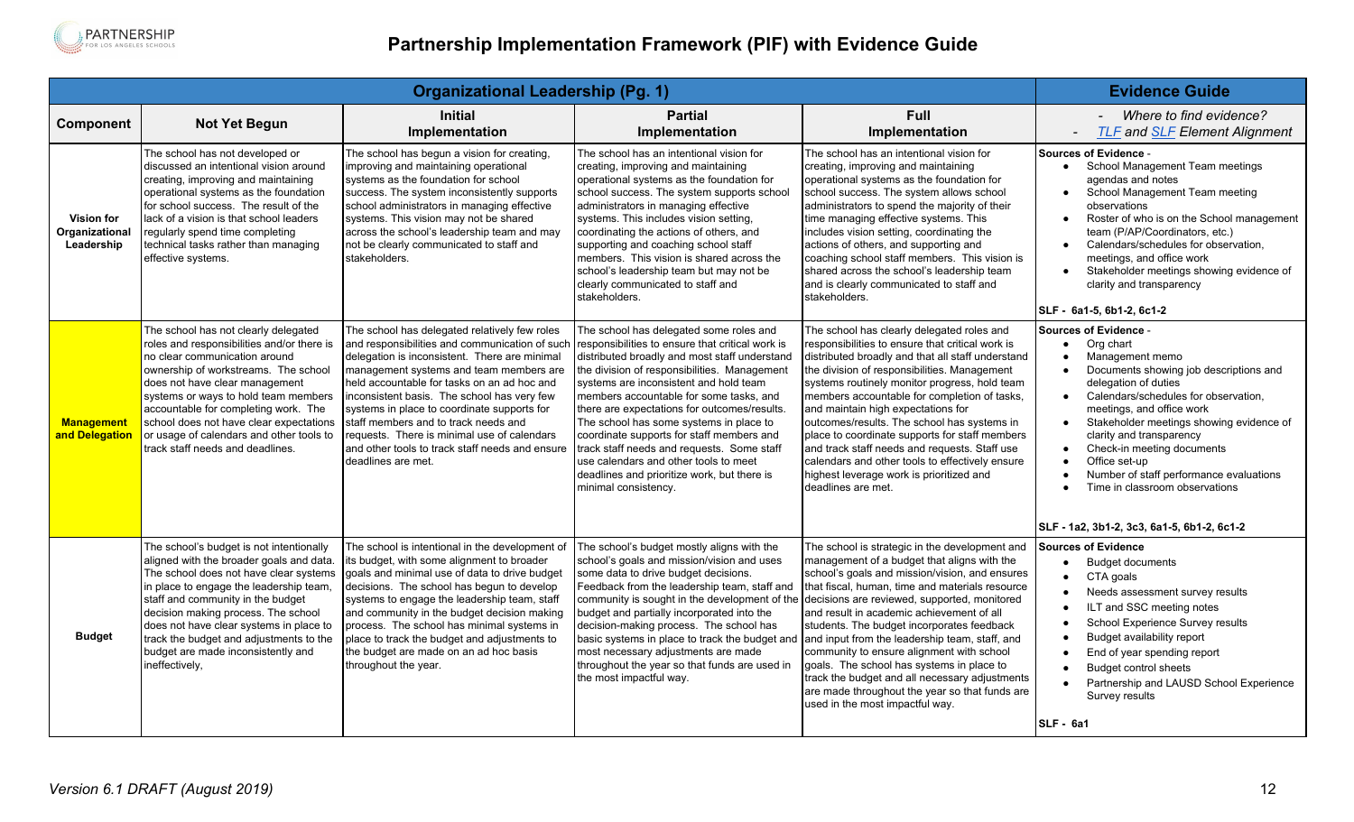# Partnership Implementation Framework (PIF) with Evidence Guide

| Organizational Leadership (Pg. 1) | | | | | Evidence Guide |
|---|---|---|---|---|---|
| **Component** | **Not Yet Begun** | **Initial Implementation** | **Partial Implementation** | **Full Implementation** | - *Where to find evidence?* - *TLF and SLF Element Alignment* |
| **Vision for Organizational Leadership** | The school has not developed or discussed an intentional vision around creating, improving and maintaining operational systems as the foundation for school success. The result of the lack of a vision is that school leaders regularly spend time completing technical tasks rather than managing effective systems. | The school has begun a vision for creating, improving and maintaining operational systems as the foundation for school success. The system inconsistently supports school administrators in managing effective systems. This vision may not be shared across the school's leadership team and may not be clearly communicated to staff and stakeholders. | The school has an intentional vision for creating, improving and maintaining operational systems as the foundation for school success. The system supports school administrators in managing effective systems. This includes vision setting, coordinating the actions of others, and supporting and coaching school staff members. This vision is shared across the school's leadership team but may not be clearly communicated to staff and stakeholders. | The school has an intentional vision for creating, improving and maintaining operational systems as the foundation for school success. The system allows school administrators to spend the majority of their time managing effective systems. This includes vision setting, coordinating the actions of others, and supporting and coaching school staff members. This vision is shared across the school's leadership team and is clearly communicated to staff and stakeholders. | **Sources of Evidence** - <br>• School Management Team meetings agendas and notes<br>• School Management Team meeting observations<br>• Roster of who is on the School management team (P/AP/Coordinators, etc.)<br>• Calendars/schedules for observation, meetings, and office work<br>• Stakeholder meetings showing evidence of clarity and transparency<br><br>**SLF - 6a1-5, 6b1-2, 6c1-2** |
| **Management and Delegation** | The school has not clearly delegated roles and responsibilities and/or there is no clear communication around ownership of workstreams. The school does not have clear management systems or ways to hold team members accountable for completing work. The school does not have clear expectations or usage of calendars and other tools to track staff needs and deadlines. | The school has delegated relatively few roles and responsibilities and communication of such delegation is inconsistent. There are minimal management systems and team members are held accountable for tasks on an ad hoc and inconsistent basis. The school has very few systems in place to coordinate supports for staff members and to track needs and requests. There is minimal use of calendars and other tools to track staff needs and ensure deadlines are met. | The school has delegated some roles and responsibilities to ensure that critical work is distributed broadly and most staff understand the division of responsibilities. Management systems are inconsistent and hold team members accountable for some tasks, and there are expectations for outcomes/results. The school has some systems in place to coordinate supports for staff members and track staff needs and requests. Some staff use calendars and other tools to meet deadlines and prioritize work, but there is minimal consistency. | The school has clearly delegated roles and responsibilities to ensure that critical work is distributed broadly and that all staff understand the division of responsibilities. Management systems routinely monitor progress, hold team members accountable for completion of tasks, and maintain high expectations for outcomes/results. The school has systems in place to coordinate supports for staff members and track staff needs and requests. Staff use calendars and other tools to effectively ensure highest leverage work is prioritized and deadlines are met. | **Sources of Evidence** - <br>• Org chart<br>• Management memo<br>• Documents showing job descriptions and delegation of duties<br>• Calendars/schedules for observation, meetings, and office work<br>• Stakeholder meetings showing evidence of clarity and transparency<br>• Check-in meeting documents<br>• Office set-up<br>• Number of staff performance evaluations<br>• Time in classroom observations<br><br>**SLF - 1a2, 3b1-2, 3c3, 6a1-5, 6b1-2, 6c1-2** |
| **Budget** | The school's budget is not intentionally aligned with the broader goals and data. The school does not have clear systems in place to engage the leadership team, staff and community in the budget decision making process. The school does not have clear systems in place to track the budget and adjustments to the budget are made inconsistently and ineffectively, | The school is intentional in the development of its budget, with some alignment to broader goals and minimal use of data to drive budget decisions. The school has begun to develop systems to engage the leadership team, staff and community in the budget decision making process. The school has minimal systems in place to track the budget and adjustments to the budget are made on an ad hoc basis throughout the year. | The school's budget mostly aligns with the school's goals and mission/vision and uses some data to drive budget decisions. Feedback from the leadership team, staff and community is sought in the development of the budget and partially incorporated into the decision-making process. The school has basic systems in place to track the budget and most necessary adjustments are made throughout the year so that funds are used in the most impactful way. | The school is strategic in the development and management of a budget that aligns with the school's goals and mission/vision, and ensures that fiscal, human, time and materials resource decisions are reviewed, supported, monitored and result in academic achievement of all students. The budget incorporates feedback and input from the leadership team, staff, and community to ensure alignment with school goals. The school has systems in place to track the budget and all necessary adjustments are made throughout the year so that funds are used in the most impactful way. | **Sources of Evidence**<br>• Budget documents<br>• CTA goals<br>• Needs assessment survey results<br>• ILT and SSC meeting notes<br>• School Experience Survey results<br>• Budget availability report<br>• End of year spending report<br>• Budget control sheets<br>• Partnership and LAUSD School Experience Survey results<br><br>**SLF - 6a1** |

*Version 6.1 DRAFT (August 2019)*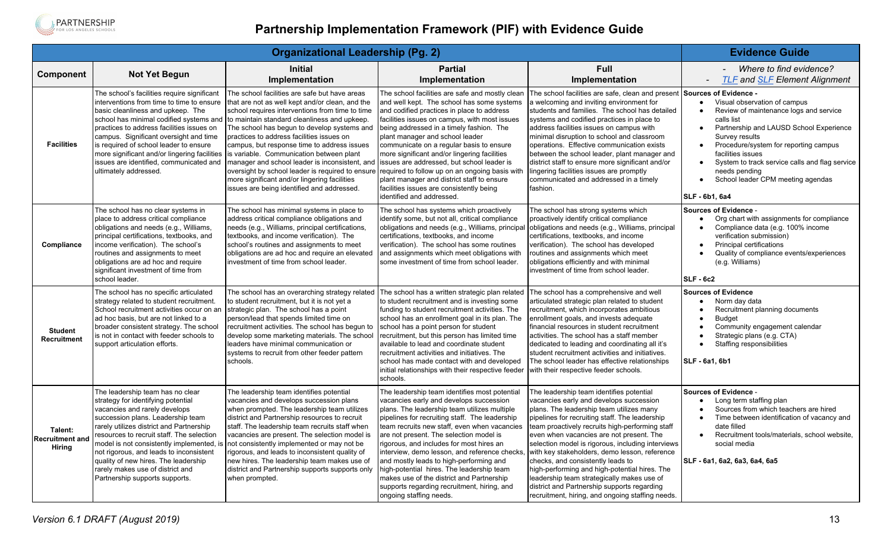# Partnership Implementation Framework (PIF) with Evidence Guide

| Organizational Leadership (Pg. 2) | | | | | Evidence Guide |
|---|---|---|---|---|---|
| **Component** | **Not Yet Begun** | **Initial Implementation** | **Partial Implementation** | **Full Implementation** | - *Where to find evidence?* <br> - *TLF and SLF Element Alignment* |
| **Facilities** | The school's facilities require significant interventions from time to time to ensure basic cleanliness and upkeep. The school has minimal codified systems and practices to address facilities issues on campus. Significant oversight and time is required of school leader to ensure more significant and/or lingering facilities issues are identified, communicated and ultimately addressed. | The school facilities are safe but have areas that are not as well kept and/or clean, and the school requires interventions from time to time to maintain standard cleanliness and upkeep. The school has begun to develop systems and practices to address facilities issues on campus, but response time to address issues is variable. Communication between plant manager and school leader is inconsistent, and oversight by school leader is required to ensure more significant and/or lingering facilities issues are being identified and addressed. | The school facilities are safe and mostly clean and well kept. The school has some systems and codified practices in place to address facilities issues on campus, with most issues being addressed in a timely fashion. The plant manager and school leader communicate on a regular basis to ensure more significant and/or lingering facilities issues are addressed, but school leader is required to follow up on an ongoing basis with plant manager and district staff to ensure facilities issues are consistently being identified and addressed. | The school facilities are safe, clean and present a welcoming and inviting environment for students and families. The school has detailed systems and codified practices in place to address facilities issues on campus with minimal disruption to school and classroom operations. Effective communication exists between the school leader, plant manager and district staff to ensure more significant and/or lingering facilities issues are promptly communicated and addressed in a timely fashion. | **Sources of Evidence -** <br> • Visual observation of campus <br> • Review of maintenance logs and service calls list <br> • Partnership and LAUSD School Experience Survey results <br> • Procedure/system for reporting campus facilities issues <br> • System to track service calls and flag service needs pending <br> • School leader CPM meeting agendas <br><br> **SLF - 6b1, 6a4** |
| **Compliance** | The school has no clear systems in place to address critical compliance obligations and needs (e.g., Williams, principal certifications, textbooks, and income verification). The school's routines and assignments to meet obligations are ad hoc and require significant investment of time from school leader. | The school has minimal systems in place to address critical compliance obligations and needs (e.g., Williams, principal certifications, textbooks, and income verification). The school's routines and assignments to meet obligations are ad hoc and require an elevated investment of time from school leader. | The school has systems which proactively identify some, but not all, critical compliance obligations and needs (e.g., Williams, principal certifications, textbooks, and income verification). The school has some routines and assignments which meet obligations with some investment of time from school leader. | The school has strong systems which proactively identify critical compliance obligations and needs (e.g., Williams, principal certifications, textbooks, and income verification). The school has developed routines and assignments which meet obligations efficiently and with minimal investment of time from school leader. | **Sources of Evidence -** <br> • Org chart with assignments for compliance <br> • Compliance data (e.g. 100% income verification submission) <br> • Principal certifications <br> • Quality of compliance events/experiences (e.g. Williams) <br><br> **SLF - 6c2** |
| **Student Recruitment** | The school has no specific articulated strategy related to student recruitment. School recruitment activities occur on an ad hoc basis, but are not linked to a broader consistent strategy. The school is not in contact with feeder schools to support articulation efforts. | The school has an overarching strategy related to student recruitment, but it is not yet a strategic plan. The school has a point person/lead that spends limited time on recruitment activities. The school has begun to develop some marketing materials. The school leaders have minimal communication or systems to recruit from other feeder pattern schools. | The school has a written strategic plan related to student recruitment and is investing some funding to student recruitment activities. The school has an enrollment goal in its plan. The school has a point person for student recruitment, but this person has limited time available to lead and coordinate student recruitment activities and initiatives. The school has made contact with and developed initial relationships with their respective feeder schools. | The school has a comprehensive and well articulated strategic plan related to student recruitment, which incorporates ambitious enrollment goals, and invests adequate financial resources in student recruitment activities. The school has a staff member dedicated to leading and coordinating all it's student recruitment activities and initiatives. The school leader has effective relationships with their respective feeder schools. | **Sources of Evidence** <br> • Norm day data <br> • Recruitment planning documents <br> • Budget <br> • Community engagement calendar <br> • Strategic plans (e.g. CTA) <br> • Staffing responsibilities <br><br> **SLF - 6a1, 6b1** |
| **Talent: Recruitment and Hiring** | The leadership team has no clear strategy for identifying potential vacancies and rarely develops succession plans. Leadership team rarely utilizes district and Partnership resources to recruit staff. The selection model is not consistently implemented, is not rigorous, and leads to inconsistent quality of new hires. The leadership rarely makes use of district and Partnership supports supports. | The leadership team identifies potential vacancies and develops succession plans when prompted. The leadership team utilizes district and Partnership resources to recruit staff. The leadership team recruits staff when vacancies are present. The selection model is not consistently implemented or may not be rigorous, and leads to inconsistent quality of new hires. The leadership team makes use of district and Partnership supports supports only when prompted. | The leadership team identifies most potential vacancies early and develops succession plans. The leadership team utilizes multiple pipelines for recruiting staff. The leadership team recruits new staff, even when vacancies are not present. The selection model is rigorous, and includes for most hires an interview, demo lesson, and reference checks, and mostly leads to high-performing and high-potential hires. The leadership team makes use of the district and Partnership supports regarding recruitment, hiring, and ongoing staffing needs. | The leadership team identifies potential vacancies early and develops succession plans. The leadership team utilizes many pipelines for recruiting staff. The leadership team proactively recruits high-performing staff even when vacancies are not present. The selection model is rigorous, including interviews with key stakeholders, demo lesson, reference checks, and consistently leads to high-performing and high-potential hires. The leadership team strategically makes use of district and Partnership supports regarding recruitment, hiring, and ongoing staffing needs. | **Sources of Evidence -** <br> • Long term staffing plan <br> • Sources from which teachers are hired <br> • Time between identification of vacancy and date filled <br> • Recruitment tools/materials, school website, social media <br><br> **SLF - 6a1, 6a2, 6a3, 6a4, 6a5** |

*Version 6.1 DRAFT (August 2019)*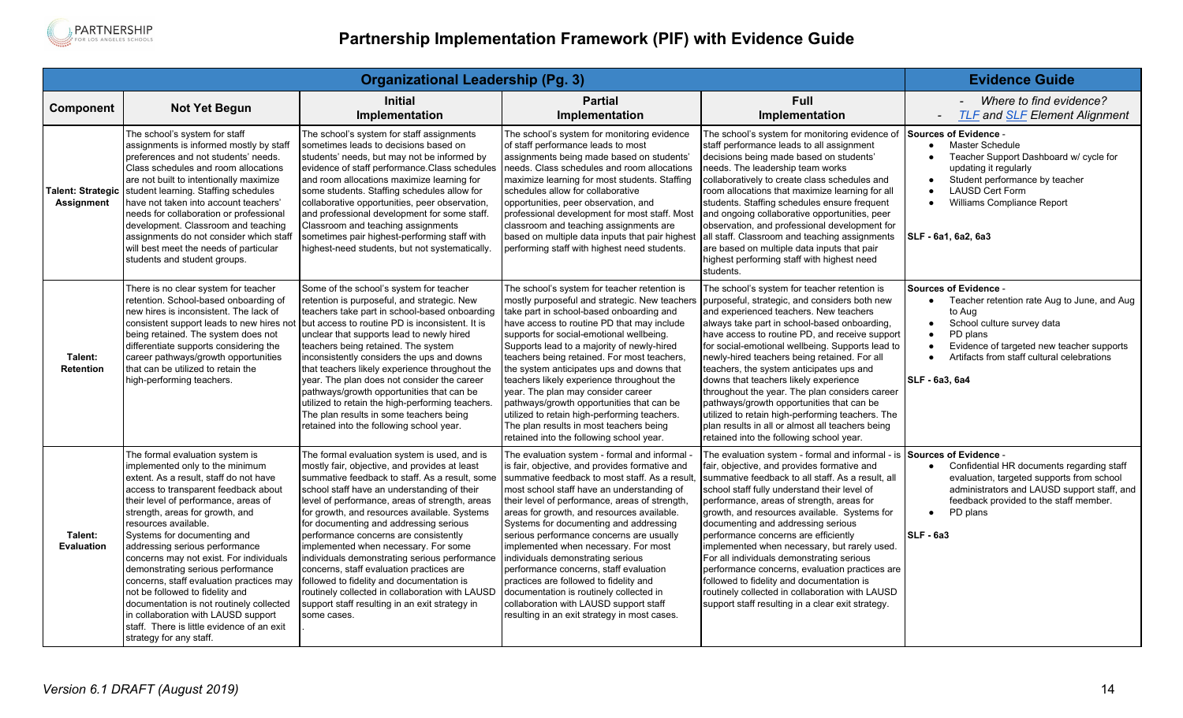# Partnership Implementation Framework (PIF) with Evidence Guide

| Organizational Leadership (Pg. 3) | | | | | Evidence Guide |
|---|---|---|---|---|---|
| **Component** | **Not Yet Begun** | **Initial Implementation** | **Partial Implementation** | **Full Implementation** | - *Where to find evidence?* - *TLF and SLF Element Alignment* |
| **Talent: Strategic Assignment** | The school's system for staff assignments is informed mostly by staff preferences and not students' needs. Class schedules and room allocations are not built to intentionally maximize student learning. Staffing schedules have not taken into account teachers' needs for collaboration or professional development. Classroom and teaching assignments do not consider which staff will best meet the needs of particular students and student groups. | The school's system for staff assignments sometimes leads to decisions based on students' needs, but may not be informed by evidence of staff performance.Class schedules and room allocations maximize learning for some students. Staffing schedules allow for collaborative opportunities, peer observation, and professional development for some staff. Classroom and teaching assignments sometimes pair highest-performing staff with highest-need students, but not systematically. | The school's system for monitoring evidence of staff performance leads to most assignments being made based on students' needs. Class schedules and room allocations maximize learning for most students. Staffing schedules allow for collaborative opportunities, peer observation, and professional development for most staff. Most classroom and teaching assignments are based on multiple data inputs that pair highest performing staff with highest need students. | The school's system for monitoring evidence of staff performance leads to all assignment decisions being made based on students' needs. The leadership team works collaboratively to create class schedules and room allocations that maximize learning for all students. Staffing schedules ensure frequent and ongoing collaborative opportunities, peer observation, and professional development for all staff. Classroom and teaching assignments are based on multiple data inputs that pair highest performing staff with highest need students. | **Sources of Evidence** - <br>• Master Schedule<br>• Teacher Support Dashboard w/ cycle for updating it regularly<br>• Student performance by teacher<br>• LAUSD Cert Form<br>• Williams Compliance Report<br><br>**SLF - 6a1, 6a2, 6a3** |
| **Talent: Retention** | There is no clear system for teacher retention. School-based onboarding of new hires is inconsistent. The lack of consistent support leads to new hires not being retained. The system does not differentiate supports considering the career pathways/growth opportunities that can be utilized to retain the high-performing teachers. | Some of the school's system for teacher retention is purposeful, and strategic. New teachers take part in school-based onboarding but access to routine PD is inconsistent. It is unclear that supports lead to newly hired teachers being retained. The system inconsistently considers the ups and downs that teachers likely experience throughout the year. The plan does not consider the career pathways/growth opportunities that can be utilized to retain the high-performing teachers. The plan results in some teachers being retained into the following school year. | The school's system for teacher retention is mostly purposeful and strategic. New teachers take part in school-based onboarding and have access to routine PD that may include supports for social-emotional wellbeing. Supports lead to a majority of newly-hired teachers being retained. For most teachers, the system anticipates ups and downs that teachers likely experience throughout the year. The plan may consider career pathways/growth opportunities that can be utilized to retain high-performing teachers. The plan results in most teachers being retained into the following school year. | The school's system for teacher retention is purposeful, strategic, and considers both new and experienced teachers. New teachers always take part in school-based onboarding, have access to routine PD, and receive support for social-emotional wellbeing. Supports lead to newly-hired teachers being retained. For all teachers, the system anticipates ups and downs that teachers likely experience throughout the year. The plan considers career pathways/growth opportunities that can be utilized to retain high-performing teachers. The plan results in all or almost all teachers being retained into the following school year. | **Sources of Evidence** - <br>• Teacher retention rate Aug to June, and Aug to Aug<br>• School culture survey data<br>• PD plans<br>• Evidence of targeted new teacher supports<br>• Artifacts from staff cultural celebrations<br><br>**SLF - 6a3, 6a4** |
| **Talent: Evaluation** | The formal evaluation system is implemented only to the minimum extent. As a result, staff do not have access to transparent feedback about their level of performance, areas of strength, areas for growth, and resources available.<br>Systems for documenting and addressing serious performance concerns may not exist. For individuals demonstrating serious performance concerns, staff evaluation practices may not be followed to fidelity and documentation is not routinely collected in collaboration with LAUSD support staff. There is little evidence of an exit strategy for any staff. | The formal evaluation system is used, and is mostly fair, objective, and provides at least summative feedback to staff. As a result, some school staff have an understanding of their level of performance, areas of strength, areas for growth, and resources available. Systems for documenting and addressing serious performance concerns are consistently implemented when necessary. For some individuals demonstrating serious performance concerns, staff evaluation practices are followed to fidelity and documentation is routinely collected in collaboration with LAUSD support staff resulting in an exit strategy in some cases.<br>. | The evaluation system - formal and informal - is fair, objective, and provides formative and summative feedback to most staff. As a result, most school staff have an understanding of their level of performance, areas of strength, areas for growth, and resources available. Systems for documenting and addressing serious performance concerns are usually implemented when necessary. For most individuals demonstrating serious performance concerns, staff evaluation practices are followed to fidelity and documentation is routinely collected in collaboration with LAUSD support staff resulting in an exit strategy in most cases. | The evaluation system - formal and informal - is fair, objective, and provides formative and summative feedback to all staff. As a result, all school staff fully understand their level of performance, areas of strength, areas for growth, and resources available. Systems for documenting and addressing serious performance concerns are efficiently implemented when necessary, but rarely used. For all individuals demonstrating serious performance concerns, evaluation practices are followed to fidelity and documentation is routinely collected in collaboration with LAUSD support staff resulting in a clear exit strategy. | **Sources of Evidence** - <br>• Confidential HR documents regarding staff evaluation, targeted supports from school administrators and LAUSD support staff, and feedback provided to the staff member.<br>• PD plans<br><br>**SLF - 6a3** |

*Version 6.1 DRAFT (August 2019)*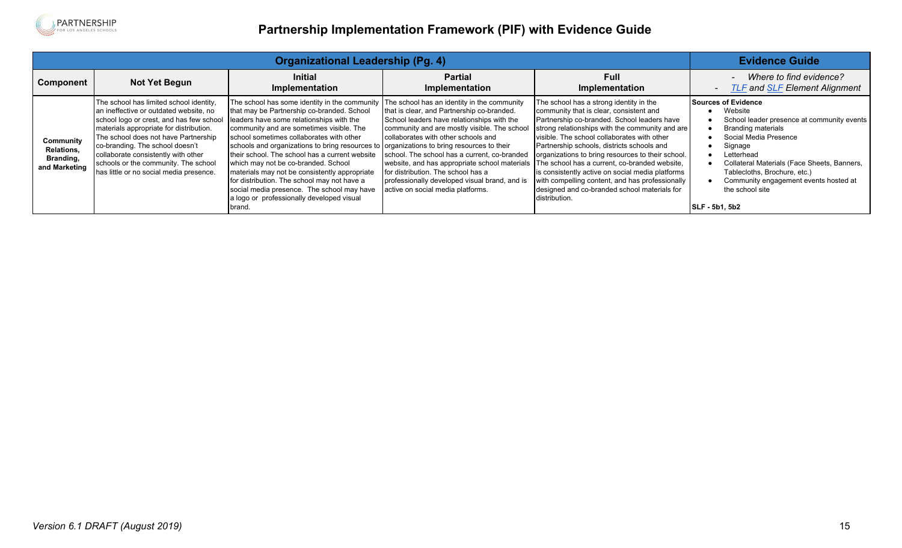# Partnership Implementation Framework (PIF) with Evidence Guide

| Organizational Leadership (Pg. 4) | | | | | Evidence Guide |
|---|---|---|---|---|---|
| **Component** | **Not Yet Begun** | **Initial Implementation** | **Partial Implementation** | **Full Implementation** | - *Where to find evidence?* <br> - *TLF and SLF Element Alignment* |
| **Community Relations, Branding, and Marketing** | The school has limited school identity, an ineffective or outdated website, no school logo or crest, and has few school materials appropriate for distribution. The school does not have Partnership co-branding. The school doesn't collaborate consistently with other schools or the community. The school has little or no social media presence. | The school has some identity in the community that may be Partnership co-branded. School leaders have some relationships with the community and are sometimes visible. The school sometimes collaborates with other schools and organizations to bring resources to their school. The school has a current website which may not be co-branded. School materials may not be consistently appropriate for distribution. The school may not have a social media presence. The school may have a logo or professionally developed visual brand. | The school has an identity in the community that is clear, and Partnership co-branded. School leaders have relationships with the community and are mostly visible. The school collaborates with other schools and organizations to bring resources to their school. The school has a current, co-branded website, and has appropriate school materials for distribution. The school has a professionally developed visual brand, and is active on social media platforms. | The school has a strong identity in the community that is clear, consistent and Partnership co-branded. School leaders have strong relationships with the community and are visible. The school collaborates with other Partnership schools, districts schools and organizations to bring resources to their school. The school has a current, co-branded website, is consistently active on social media platforms with compelling content, and has professionally designed and co-branded school materials for distribution. | **Sources of Evidence** <br> • Website <br> • School leader presence at community events <br> • Branding materials <br> • Social Media Presence <br> • Signage <br> • Letterhead <br> • Collateral Materials (Face Sheets, Banners, Tablecloths, Brochure, etc.) <br> • Community engagement events hosted at the school site <br><br> **SLF - 5b1, 5b2** |

*Version 6.1 DRAFT (August 2019)*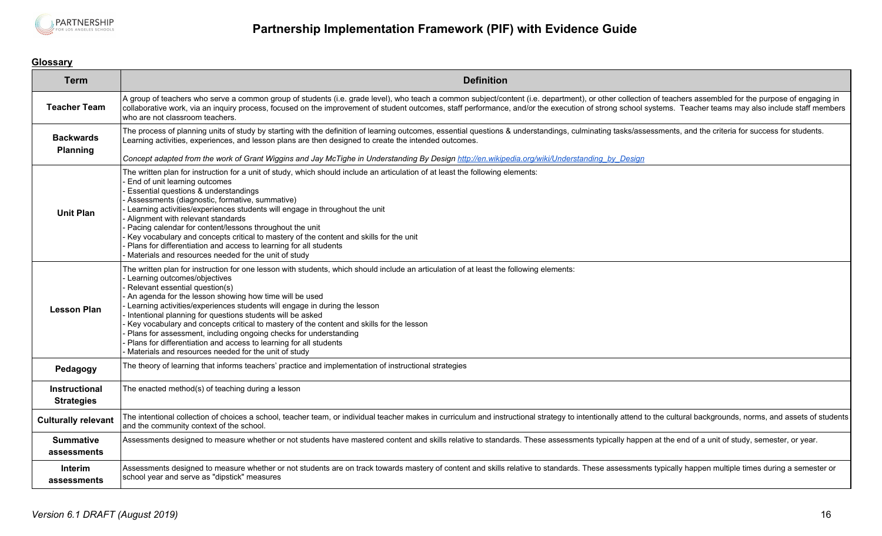**Glossary**

| Term | Definition |
| --- | --- |
| **Teacher Team** | A group of teachers who serve a common group of students (i.e. grade level), who teach a common subject/content (i.e. department), or other collection of teachers assembled for the purpose of engaging in collaborative work, via an inquiry process, focused on the improvement of student outcomes, staff performance, and/or the execution of strong school systems. Teacher teams may also include staff members who are not classroom teachers. |
| **Backwards Planning** | The process of planning units of study by starting with the definition of learning outcomes, essential questions & understandings, culminating tasks/assessments, and the criteria for success for students. Learning activities, experiences, and lesson plans are then designed to create the intended outcomes.<br><br>*Concept adapted from the work of Grant Wiggins and Jay McTighe in Understanding By Design* [http://en.wikipedia.org/wiki/Understanding_by_Design](http://en.wikipedia.org/wiki/Understanding_by_Design) |
| **Unit Plan** | The written plan for instruction for a unit of study, which should include an articulation of at least the following elements:<br>- End of unit learning outcomes<br>- Essential questions & understandings<br>- Assessments (diagnostic, formative, summative)<br>- Learning activities/experiences students will engage in throughout the unit<br>- Alignment with relevant standards<br>- Pacing calendar for content/lessons throughout the unit<br>- Key vocabulary and concepts critical to mastery of the content and skills for the unit<br>- Plans for differentiation and access to learning for all students<br>- Materials and resources needed for the unit of study |
| **Lesson Plan** | The written plan for instruction for one lesson with students, which should include an articulation of at least the following elements:<br>- Learning outcomes/objectives<br>- Relevant essential question(s)<br>- An agenda for the lesson showing how time will be used<br>- Learning activities/experiences students will engage in during the lesson<br>- Intentional planning for questions students will be asked<br>- Key vocabulary and concepts critical to mastery of the content and skills for the lesson<br>- Plans for assessment, including ongoing checks for understanding<br>- Plans for differentiation and access to learning for all students<br>- Materials and resources needed for the unit of study |
| **Pedagogy** | The theory of learning that informs teachers' practice and implementation of instructional strategies |
| **Instructional Strategies** | The enacted method(s) of teaching during a lesson |
| **Culturally relevant** | The intentional collection of choices a school, teacher team, or individual teacher makes in curriculum and instructional strategy to intentionally attend to the cultural backgrounds, norms, and assets of students and the community context of the school. |
| **Summative assessments** | Assessments designed to measure whether or not students have mastered content and skills relative to standards. These assessments typically happen at the end of a unit of study, semester, or year. |
| **Interim assessments** | Assessments designed to measure whether or not students are on track towards mastery of content and skills relative to standards. These assessments typically happen multiple times during a semester or school year and serve as "dipstick" measures |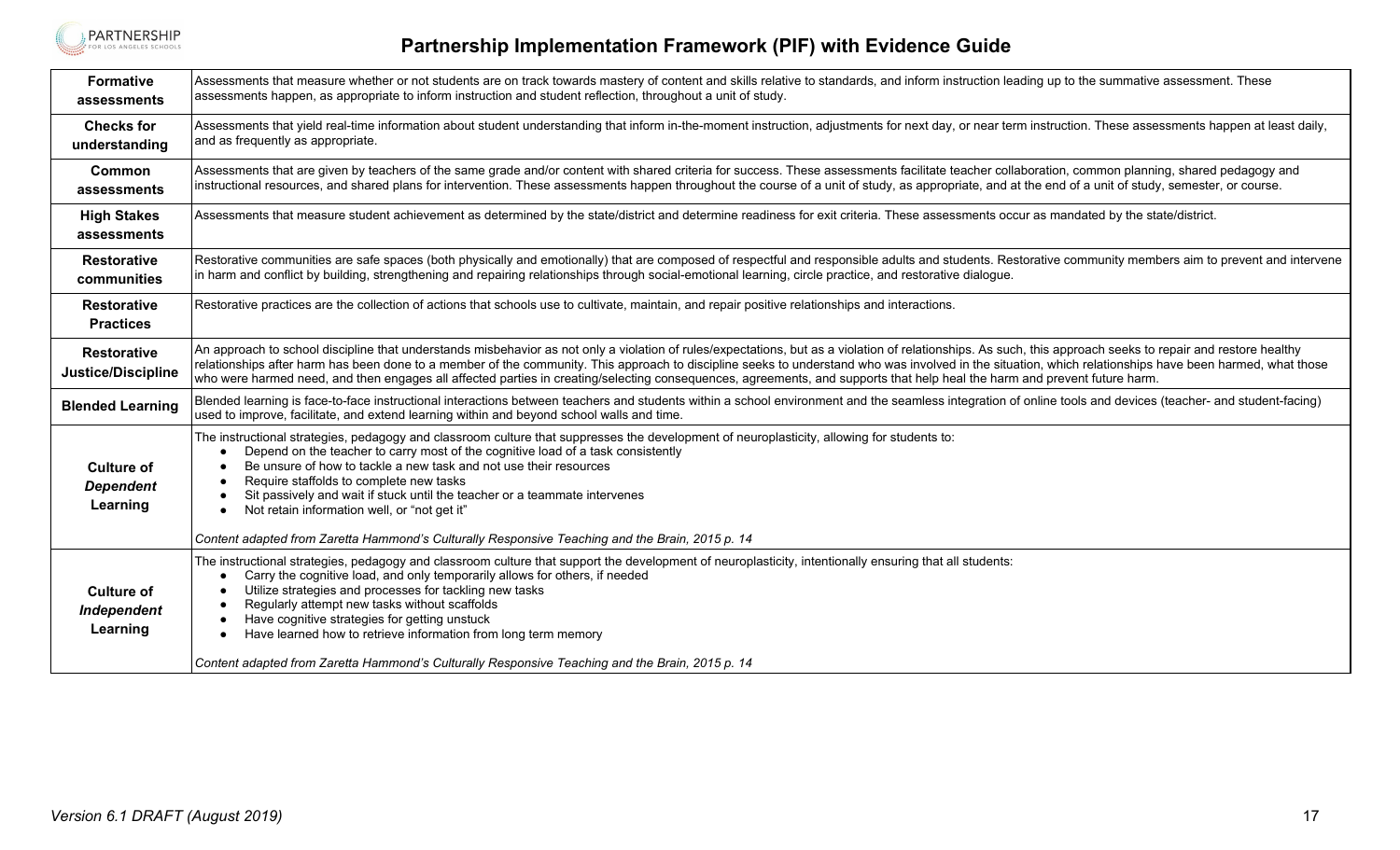| | |
|---|---|
| **Formative assessments** | Assessments that measure whether or not students are on track towards mastery of content and skills relative to standards, and inform instruction leading up to the summative assessment. These assessments happen, as appropriate to inform instruction and student reflection, throughout a unit of study. |
| **Checks for understanding** | Assessments that yield real-time information about student understanding that inform in-the-moment instruction, adjustments for next day, or near term instruction. These assessments happen at least daily, and as frequently as appropriate. |
| **Common assessments** | Assessments that are given by teachers of the same grade and/or content with shared criteria for success. These assessments facilitate teacher collaboration, common planning, shared pedagogy and instructional resources, and shared plans for intervention. These assessments happen throughout the course of a unit of study, as appropriate, and at the end of a unit of study, semester, or course. |
| **High Stakes assessments** | Assessments that measure student achievement as determined by the state/district and determine readiness for exit criteria. These assessments occur as mandated by the state/district. |
| **Restorative communities** | Restorative communities are safe spaces (both physically and emotionally) that are composed of respectful and responsible adults and students. Restorative community members aim to prevent and intervene in harm and conflict by building, strengthening and repairing relationships through social-emotional learning, circle practice, and restorative dialogue. |
| **Restorative Practices** | Restorative practices are the collection of actions that schools use to cultivate, maintain, and repair positive relationships and interactions. |
| **Restorative Justice/Discipline** | An approach to school discipline that understands misbehavior as not only a violation of rules/expectations, but as a violation of relationships. As such, this approach seeks to repair and restore healthy relationships after harm has been done to a member of the community. This approach to discipline seeks to understand who was involved in the situation, which relationships have been harmed, what those who were harmed need, and then engages all affected parties in creating/selecting consequences, agreements, and supports that help heal the harm and prevent future harm. |
| **Blended Learning** | Blended learning is face-to-face instructional interactions between teachers and students within a school environment and the seamless integration of online tools and devices (teacher- and student-facing) used to improve, facilitate, and extend learning within and beyond school walls and time. |
| **Culture of *Dependent* Learning** | The instructional strategies, pedagogy and classroom culture that suppresses the development of neuroplasticity, allowing for students to:<br>• Depend on the teacher to carry most of the cognitive load of a task consistently<br>• Be unsure of how to tackle a new task and not use their resources<br>• Require staffolds to complete new tasks<br>• Sit passively and wait if stuck until the teacher or a teammate intervenes<br>• Not retain information well, or "not get it"<br><br>*Content adapted from Zaretta Hammond's Culturally Responsive Teaching and the Brain, 2015 p. 14* |
| **Culture of *Independent* Learning** | The instructional strategies, pedagogy and classroom culture that support the development of neuroplasticity, intentionally ensuring that all students:<br>• Carry the cognitive load, and only temporarily allows for others, if needed<br>• Utilize strategies and processes for tackling new tasks<br>• Regularly attempt new tasks without scaffolds<br>• Have cognitive strategies for getting unstuck<br>• Have learned how to retrieve information from long term memory<br><br>*Content adapted from Zaretta Hammond's Culturally Responsive Teaching and the Brain, 2015 p. 14* |